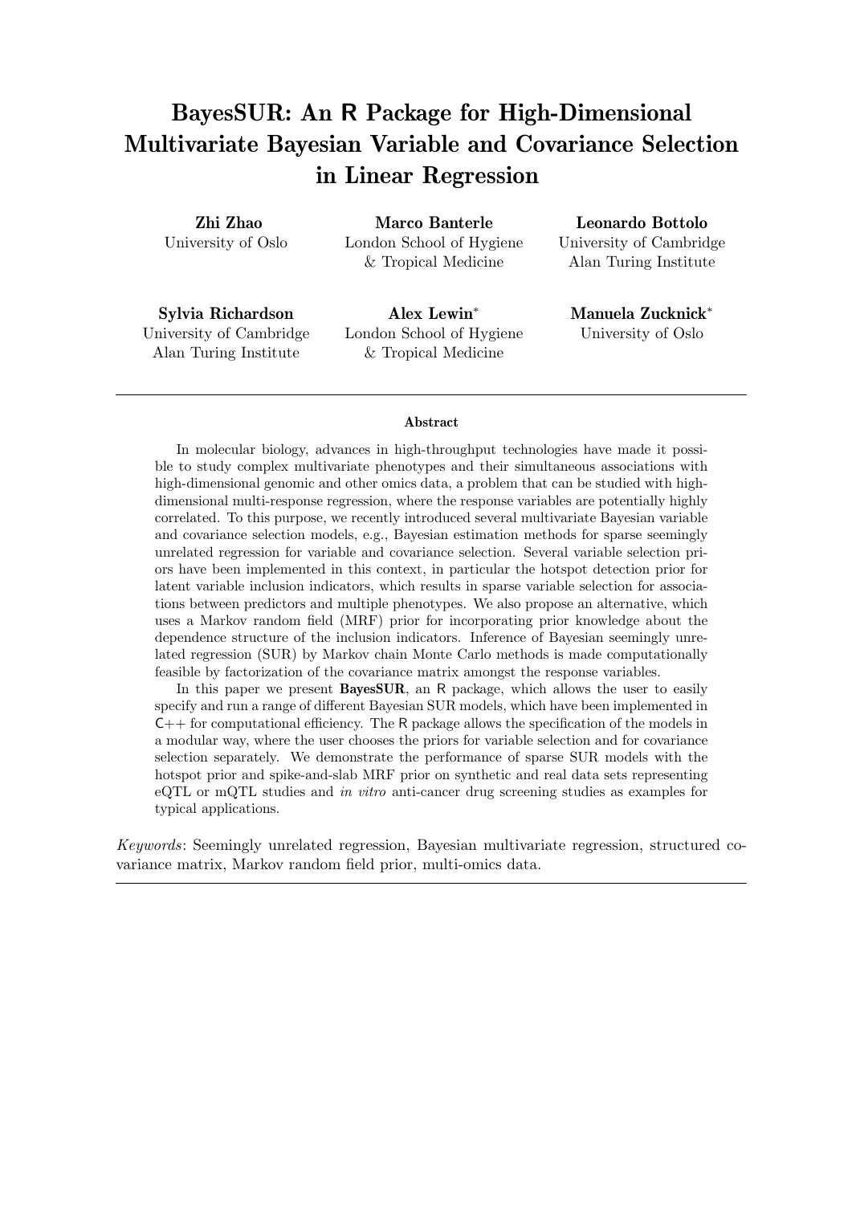# BayesSUR: An R Package for High-Dimensional Multivariate Bayesian Variable and Covariance Selection in Linear Regression

**Zhi Zhao**
University of Oslo

**Marco Banterle**
London School of Hygiene & Tropical Medicine

**Leonardo Bottolo**
University of Cambridge
Alan Turing Institute

**Sylvia Richardson**
University of Cambridge
Alan Turing Institute

**Alex Lewin***
London School of Hygiene & Tropical Medicine

**Manuela Zucknick***
University of Oslo

---

**Abstract**

In molecular biology, advances in high-throughput technologies have made it possible to study complex multivariate phenotypes and their simultaneous associations with high-dimensional genomic and other omics data, a problem that can be studied with high-dimensional multi-response regression, where the response variables are potentially highly correlated. To this purpose, we recently introduced several multivariate Bayesian variable and covariance selection models, e.g., Bayesian estimation methods for sparse seemingly unrelated regression for variable and covariance selection. Several variable selection priors have been implemented in this context, in particular the hotspot detection prior for latent variable inclusion indicators, which results in sparse variable selection for associations between predictors and multiple phenotypes. We also propose an alternative, which uses a Markov random field (MRF) prior for incorporating prior knowledge about the dependence structure of the inclusion indicators. Inference of Bayesian seemingly unrelated regression (SUR) by Markov chain Monte Carlo methods is made computationally feasible by factorization of the covariance matrix amongst the response variables.

In this paper we present **BayesSUR**, an R package, which allows the user to easily specify and run a range of different Bayesian SUR models, which have been implemented in C++ for computational efficiency. The R package allows the specification of the models in a modular way, where the user chooses the priors for variable selection and for covariance selection separately. We demonstrate the performance of sparse SUR models with the hotspot prior and spike-and-slab MRF prior on synthetic and real data sets representing eQTL or mQTL studies and *in vitro* anti-cancer drug screening studies as examples for typical applications.

*Keywords*: Seemingly unrelated regression, Bayesian multivariate regression, structured covariance matrix, Markov random field prior, multi-omics data.

---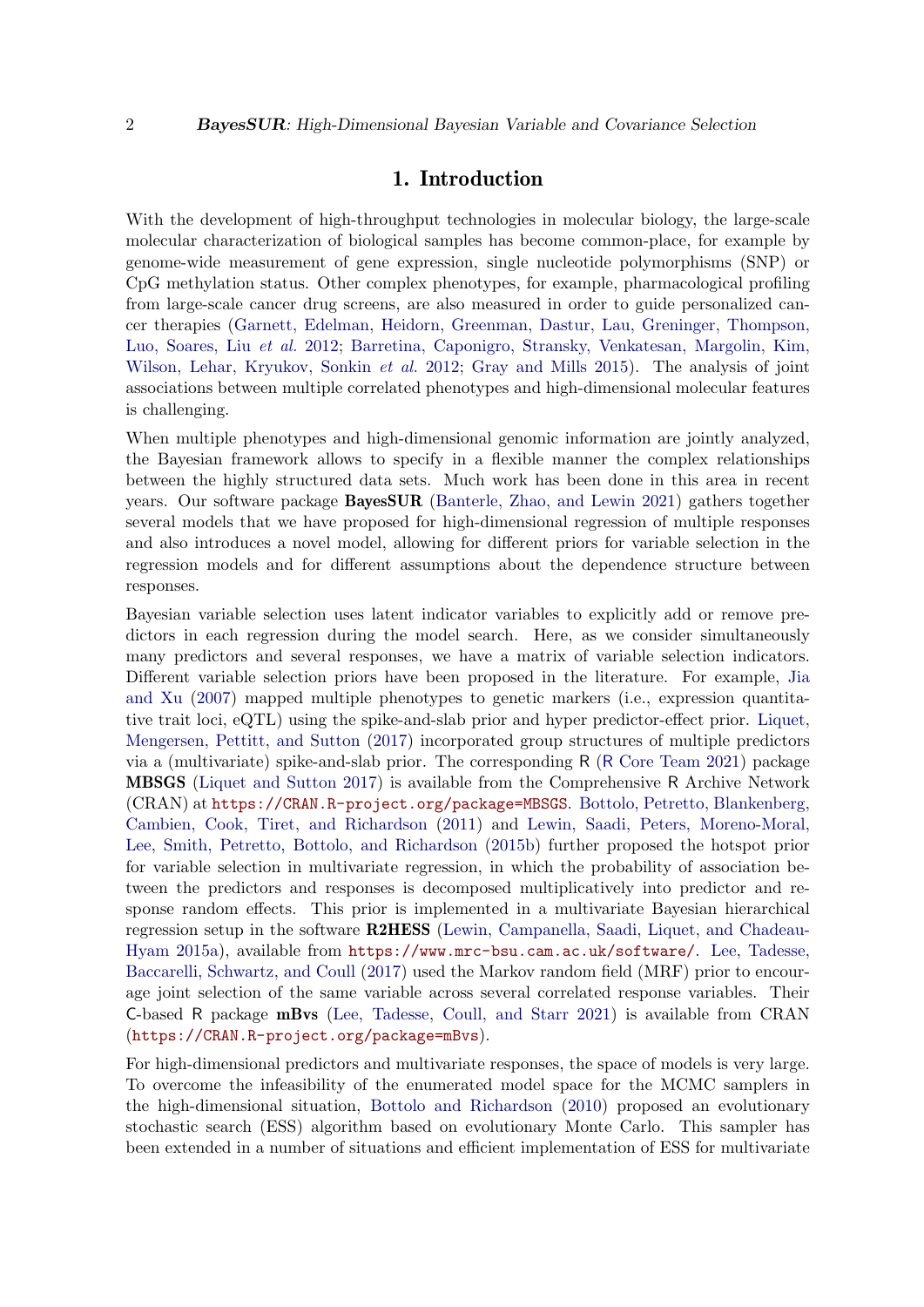# 1. Introduction

With the development of high-throughput technologies in molecular biology, the large-scale molecular characterization of biological samples has become common-place, for example by genome-wide measurement of gene expression, single nucleotide polymorphisms (SNP) or CpG methylation status. Other complex phenotypes, for example, pharmacological profiling from large-scale cancer drug screens, are also measured in order to guide personalized cancer therapies (Garnett, Edelman, Heidorn, Greenman, Dastur, Lau, Greninger, Thompson, Luo, Soares, Liu *et al.* 2012; Barretina, Caponigro, Stransky, Venkatesan, Margolin, Kim, Wilson, Lehar, Kryukov, Sonkin *et al.* 2012; Gray and Mills 2015). The analysis of joint associations between multiple correlated phenotypes and high-dimensional molecular features is challenging.

When multiple phenotypes and high-dimensional genomic information are jointly analyzed, the Bayesian framework allows to specify in a flexible manner the complex relationships between the highly structured data sets. Much work has been done in this area in recent years. Our software package **BayesSUR** (Banterle, Zhao, and Lewin 2021) gathers together several models that we have proposed for high-dimensional regression of multiple responses and also introduces a novel model, allowing for different priors for variable selection in the regression models and for different assumptions about the dependence structure between responses.

Bayesian variable selection uses latent indicator variables to explicitly add or remove predictors in each regression during the model search. Here, as we consider simultaneously many predictors and several responses, we have a matrix of variable selection indicators. Different variable selection priors have been proposed in the literature. For example, Jia and Xu (2007) mapped multiple phenotypes to genetic markers (i.e., expression quantitative trait loci, eQTL) using the spike-and-slab prior and hyper predictor-effect prior. Liquet, Mengersen, Pettitt, and Sutton (2017) incorporated group structures of multiple predictors via a (multivariate) spike-and-slab prior. The corresponding R (R Core Team 2021) package **MBSGS** (Liquet and Sutton 2017) is available from the Comprehensive R Archive Network (CRAN) at `https://CRAN.R-project.org/package=MBSGS`. Bottolo, Petretto, Blankenberg, Cambien, Cook, Tiret, and Richardson (2011) and Lewin, Saadi, Peters, Moreno-Moral, Lee, Smith, Petretto, Bottolo, and Richardson (2015b) further proposed the hotspot prior for variable selection in multivariate regression, in which the probability of association between the predictors and responses is decomposed multiplicatively into predictor and response random effects. This prior is implemented in a multivariate Bayesian hierarchical regression setup in the software **R2HESS** (Lewin, Campanella, Saadi, Liquet, and Chadeau-Hyam 2015a), available from `https://www.mrc-bsu.cam.ac.uk/software/`. Lee, Tadesse, Baccarelli, Schwartz, and Coull (2017) used the Markov random field (MRF) prior to encourage joint selection of the same variable across several correlated response variables. Their C-based R package **mBvs** (Lee, Tadesse, Coull, and Starr 2021) is available from CRAN (`https://CRAN.R-project.org/package=mBvs`).

For high-dimensional predictors and multivariate responses, the space of models is very large. To overcome the infeasibility of the enumerated model space for the MCMC samplers in the high-dimensional situation, Bottolo and Richardson (2010) proposed an evolutionary stochastic search (ESS) algorithm based on evolutionary Monte Carlo. This sampler has been extended in a number of situations and efficient implementation of ESS for multivariate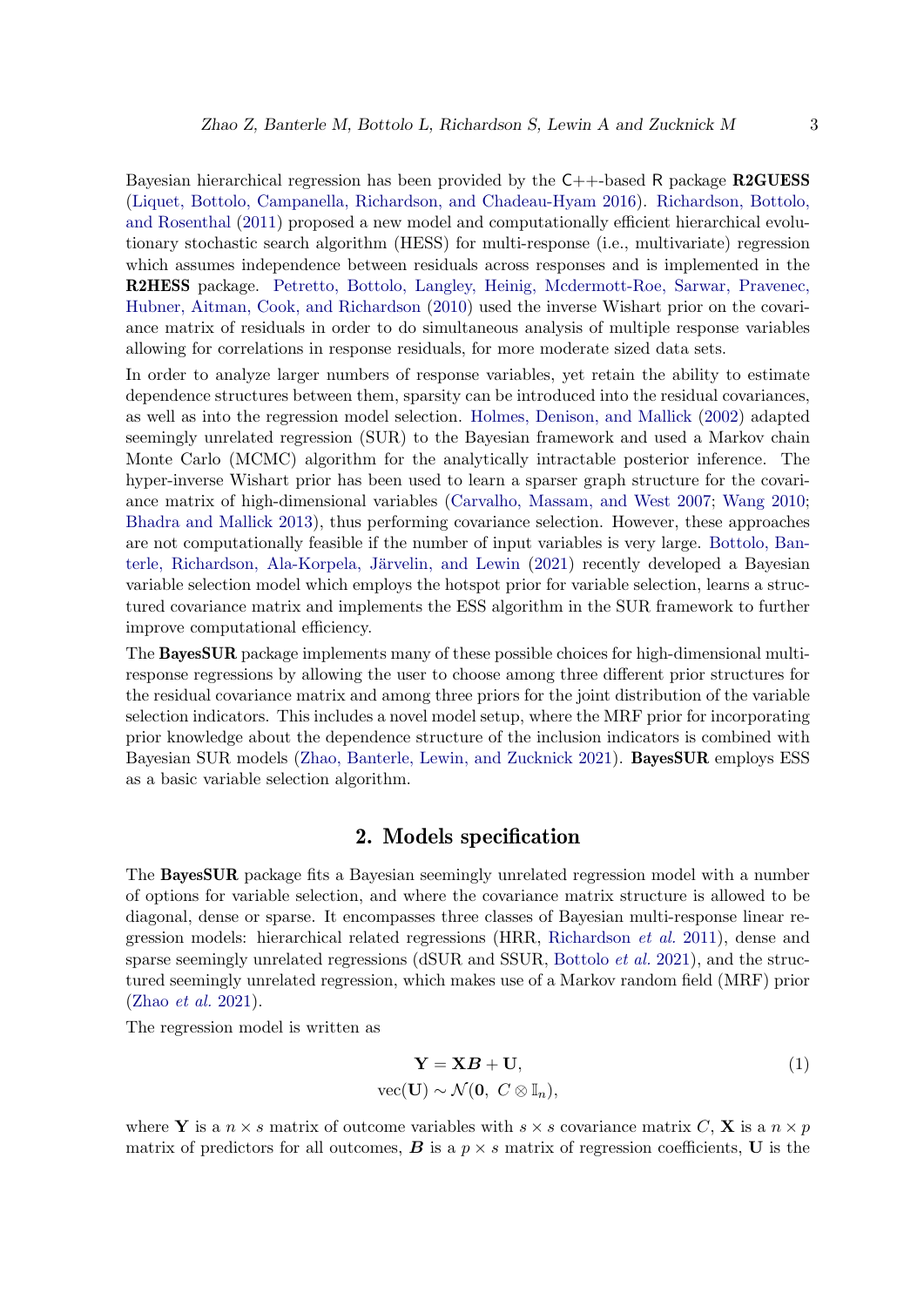Bayesian hierarchical regression has been provided by the C++-based R package **R2GUESS** (Liquet, Bottolo, Campanella, Richardson, and Chadeau-Hyam 2016). Richardson, Bottolo, and Rosenthal (2011) proposed a new model and computationally efficient hierarchical evolutionary stochastic search algorithm (HESS) for multi-response (i.e., multivariate) regression which assumes independence between residuals across responses and is implemented in the **R2HESS** package. Petretto, Bottolo, Langley, Heinig, Mcdermott-Roe, Sarwar, Pravenec, Hubner, Aitman, Cook, and Richardson (2010) used the inverse Wishart prior on the covariance matrix of residuals in order to do simultaneous analysis of multiple response variables allowing for correlations in response residuals, for more moderate sized data sets.

In order to analyze larger numbers of response variables, yet retain the ability to estimate dependence structures between them, sparsity can be introduced into the residual covariances, as well as into the regression model selection. Holmes, Denison, and Mallick (2002) adapted seemingly unrelated regression (SUR) to the Bayesian framework and used a Markov chain Monte Carlo (MCMC) algorithm for the analytically intractable posterior inference. The hyper-inverse Wishart prior has been used to learn a sparser graph structure for the covariance matrix of high-dimensional variables (Carvalho, Massam, and West 2007; Wang 2010; Bhadra and Mallick 2013), thus performing covariance selection. However, these approaches are not computationally feasible if the number of input variables is very large. Bottolo, Banterle, Richardson, Ala-Korpela, Järvelin, and Lewin (2021) recently developed a Bayesian variable selection model which employs the hotspot prior for variable selection, learns a structured covariance matrix and implements the ESS algorithm in the SUR framework to further improve computational efficiency.

The **BayesSUR** package implements many of these possible choices for high-dimensional multi-response regressions by allowing the user to choose among three different prior structures for the residual covariance matrix and among three priors for the joint distribution of the variable selection indicators. This includes a novel model setup, where the MRF prior for incorporating prior knowledge about the dependence structure of the inclusion indicators is combined with Bayesian SUR models (Zhao, Banterle, Lewin, and Zucknick 2021). **BayesSUR** employs ESS as a basic variable selection algorithm.

## 2. Models specification

The **BayesSUR** package fits a Bayesian seemingly unrelated regression model with a number of options for variable selection, and where the covariance matrix structure is allowed to be diagonal, dense or sparse. It encompasses three classes of Bayesian multi-response linear regression models: hierarchical related regressions (HRR, Richardson *et al.* 2011), dense and sparse seemingly unrelated regressions (dSUR and SSUR, Bottolo *et al.* 2021), and the structured seemingly unrelated regression, which makes use of a Markov random field (MRF) prior (Zhao *et al.* 2021).

The regression model is written as

$$\begin{aligned} \mathbf{Y} &= \mathbf{X}\boldsymbol{B} + \mathbf{U}, \\ \text{vec}(\mathbf{U}) &\sim \mathcal{N}(\mathbf{0},\ C \otimes \mathbb{I}_n), \end{aligned} \tag{1}$$

where $\mathbf{Y}$ is a $n \times s$ matrix of outcome variables with $s \times s$ covariance matrix $C$, $\mathbf{X}$ is a $n \times p$ matrix of predictors for all outcomes, $\boldsymbol{B}$ is a $p \times s$ matrix of regression coefficients, $\mathbf{U}$ is the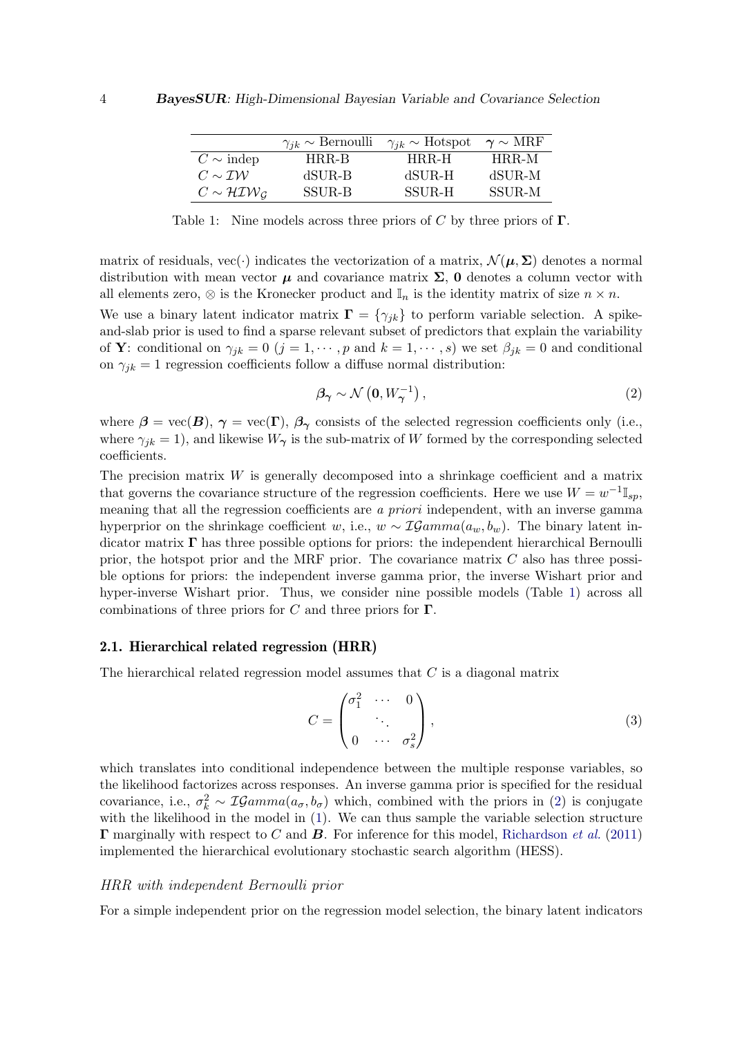|  | $\gamma_{jk} \sim$ Bernoulli | $\gamma_{jk} \sim$ Hotspot | $\boldsymbol{\gamma} \sim$ MRF |
|---|---|---|---|
| $C \sim$ indep | HRR-B | HRR-H | HRR-M |
| $C \sim \mathcal{IW}$ | dSUR-B | dSUR-H | dSUR-M |
| $C \sim \mathcal{HIW}_{\mathcal{G}}$ | SSUR-B | SSUR-H | SSUR-M |

Table 1: Nine models across three priors of $C$ by three priors of $\boldsymbol{\Gamma}$.

matrix of residuals, vec$(\cdot)$ indicates the vectorization of a matrix, $\mathcal{N}(\boldsymbol{\mu}, \boldsymbol{\Sigma})$ denotes a normal distribution with mean vector $\boldsymbol{\mu}$ and covariance matrix $\boldsymbol{\Sigma}$, $\mathbf{0}$ denotes a column vector with all elements zero, $\otimes$ is the Kronecker product and $\mathbb{I}_n$ is the identity matrix of size $n \times n$.

We use a binary latent indicator matrix $\boldsymbol{\Gamma} = \{\gamma_{jk}\}$ to perform variable selection. A spike-and-slab prior is used to find a sparse relevant subset of predictors that explain the variability of $\mathbf{Y}$: conditional on $\gamma_{jk} = 0$ ($j = 1, \cdots, p$ and $k = 1, \cdots, s$) we set $\beta_{jk} = 0$ and conditional on $\gamma_{jk} = 1$ regression coefficients follow a diffuse normal distribution:

$$\boldsymbol{\beta}_{\boldsymbol{\gamma}} \sim \mathcal{N}\left(\mathbf{0}, W_{\boldsymbol{\gamma}}^{-1}\right), \tag{2}$$

where $\boldsymbol{\beta} = \text{vec}(\boldsymbol{B})$, $\boldsymbol{\gamma} = \text{vec}(\boldsymbol{\Gamma})$, $\boldsymbol{\beta}_{\boldsymbol{\gamma}}$ consists of the selected regression coefficients only (i.e., where $\gamma_{jk} = 1$), and likewise $W_{\boldsymbol{\gamma}}$ is the sub-matrix of $W$ formed by the corresponding selected coefficients.

The precision matrix $W$ is generally decomposed into a shrinkage coefficient and a matrix that governs the covariance structure of the regression coefficients. Here we use $W = w^{-1}\mathbb{I}_{sp}$, meaning that all the regression coefficients are *a priori* independent, with an inverse gamma hyperprior on the shrinkage coefficient $w$, i.e., $w \sim \mathcal{IG}amma(a_w, b_w)$. The binary latent indicator matrix $\boldsymbol{\Gamma}$ has three possible options for priors: the independent hierarchical Bernoulli prior, the hotspot prior and the MRF prior. The covariance matrix $C$ also has three possible options for priors: the independent inverse gamma prior, the inverse Wishart prior and hyper-inverse Wishart prior. Thus, we consider nine possible models (Table 1) across all combinations of three priors for $C$ and three priors for $\boldsymbol{\Gamma}$.

### 2.1. Hierarchical related regression (HRR)

The hierarchical related regression model assumes that $C$ is a diagonal matrix

$$C = \begin{pmatrix} \sigma_1^2 & \cdots & 0 \\ & \ddots & \\ 0 & \cdots & \sigma_s^2 \end{pmatrix}, \tag{3}$$

which translates into conditional independence between the multiple response variables, so the likelihood factorizes across responses. An inverse gamma prior is specified for the residual covariance, i.e., $\sigma_k^2 \sim \mathcal{IG}amma(a_\sigma, b_\sigma)$ which, combined with the priors in (2) is conjugate with the likelihood in the model in (1). We can thus sample the variable selection structure $\boldsymbol{\Gamma}$ marginally with respect to $C$ and $\boldsymbol{B}$. For inference for this model, Richardson *et al.* (2011) implemented the hierarchical evolutionary stochastic search algorithm (HESS).

#### *HRR with independent Bernoulli prior*

For a simple independent prior on the regression model selection, the binary latent indicators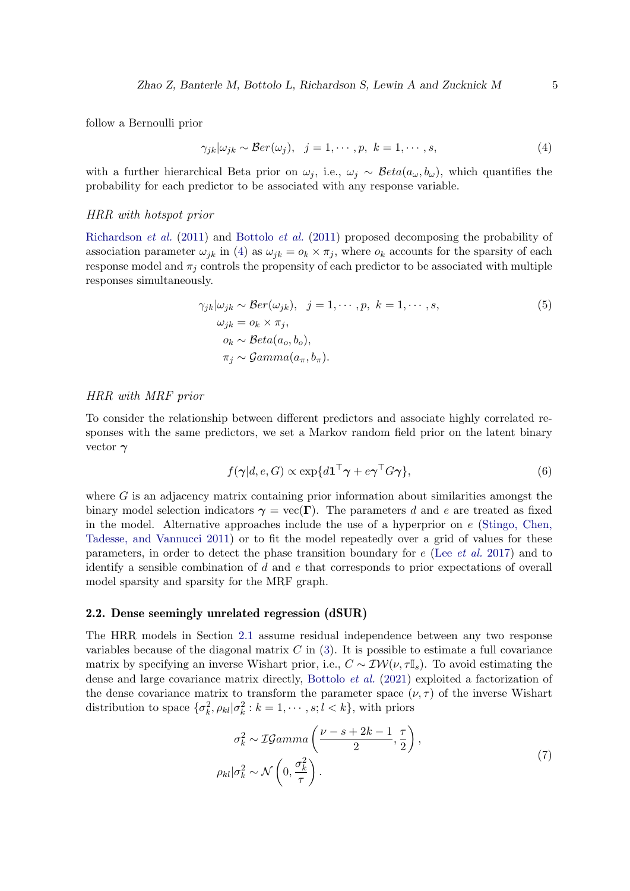follow a Bernoulli prior

$$\gamma_{jk}|\omega_{jk} \sim \mathcal{B}er(\omega_j), \quad j = 1, \cdots, p, \; k = 1, \cdots, s, \tag{4}$$

with a further hierarchical Beta prior on $\omega_j$, i.e., $\omega_j \sim \mathcal{B}eta(a_\omega, b_\omega)$, which quantifies the probability for each predictor to be associated with any response variable.

*HRR with hotspot prior*

Richardson *et al.* (2011) and Bottolo *et al.* (2011) proposed decomposing the probability of association parameter $\omega_{jk}$ in (4) as $\omega_{jk} = o_k \times \pi_j$, where $o_k$ accounts for the sparsity of each response model and $\pi_j$ controls the propensity of each predictor to be associated with multiple responses simultaneously.

$$\begin{aligned}
\gamma_{jk}|\omega_{jk} &\sim \mathcal{B}er(\omega_{jk}), \quad j = 1, \cdots, p, \; k = 1, \cdots, s, \\
\omega_{jk} &= o_k \times \pi_j, \\
o_k &\sim \mathcal{B}eta(a_o, b_o), \\
\pi_j &\sim \mathcal{G}amma(a_\pi, b_\pi).
\end{aligned} \tag{5}$$

*HRR with MRF prior*

To consider the relationship between different predictors and associate highly correlated responses with the same predictors, we set a Markov random field prior on the latent binary vector $\boldsymbol{\gamma}$

$$f(\boldsymbol{\gamma}|d, e, G) \propto \exp\{d\mathbf{1}^\top\boldsymbol{\gamma} + e\boldsymbol{\gamma}^\top G\boldsymbol{\gamma}\}, \tag{6}$$

where $G$ is an adjacency matrix containing prior information about similarities amongst the binary model selection indicators $\boldsymbol{\gamma} = \text{vec}(\boldsymbol{\Gamma})$. The parameters $d$ and $e$ are treated as fixed in the model. Alternative approaches include the use of a hyperprior on $e$ (Stingo, Chen, Tadesse, and Vannucci 2011) or to fit the model repeatedly over a grid of values for these parameters, in order to detect the phase transition boundary for $e$ (Lee *et al.* 2017) and to identify a sensible combination of $d$ and $e$ that corresponds to prior expectations of overall model sparsity and sparsity for the MRF graph.

### 2.2. Dense seemingly unrelated regression (dSUR)

The HRR models in Section 2.1 assume residual independence between any two response variables because of the diagonal matrix $C$ in (3). It is possible to estimate a full covariance matrix by specifying an inverse Wishart prior, i.e., $C \sim \mathcal{IW}(\nu, \tau\mathbb{I}_s)$. To avoid estimating the dense and large covariance matrix directly, Bottolo *et al.* (2021) exploited a factorization of the dense covariance matrix to transform the parameter space $(\nu, \tau)$ of the inverse Wishart distribution to space $\{\sigma_k^2, \rho_{kl}|\sigma_k^2 : k = 1, \cdots, s; l < k\}$, with priors

$$\begin{aligned}
\sigma_k^2 &\sim \mathcal{IG}amma\left(\frac{\nu - s + 2k - 1}{2}, \frac{\tau}{2}\right), \\
\rho_{kl}|\sigma_k^2 &\sim \mathcal{N}\left(0, \frac{\sigma_k^2}{\tau}\right).
\end{aligned} \tag{7}$$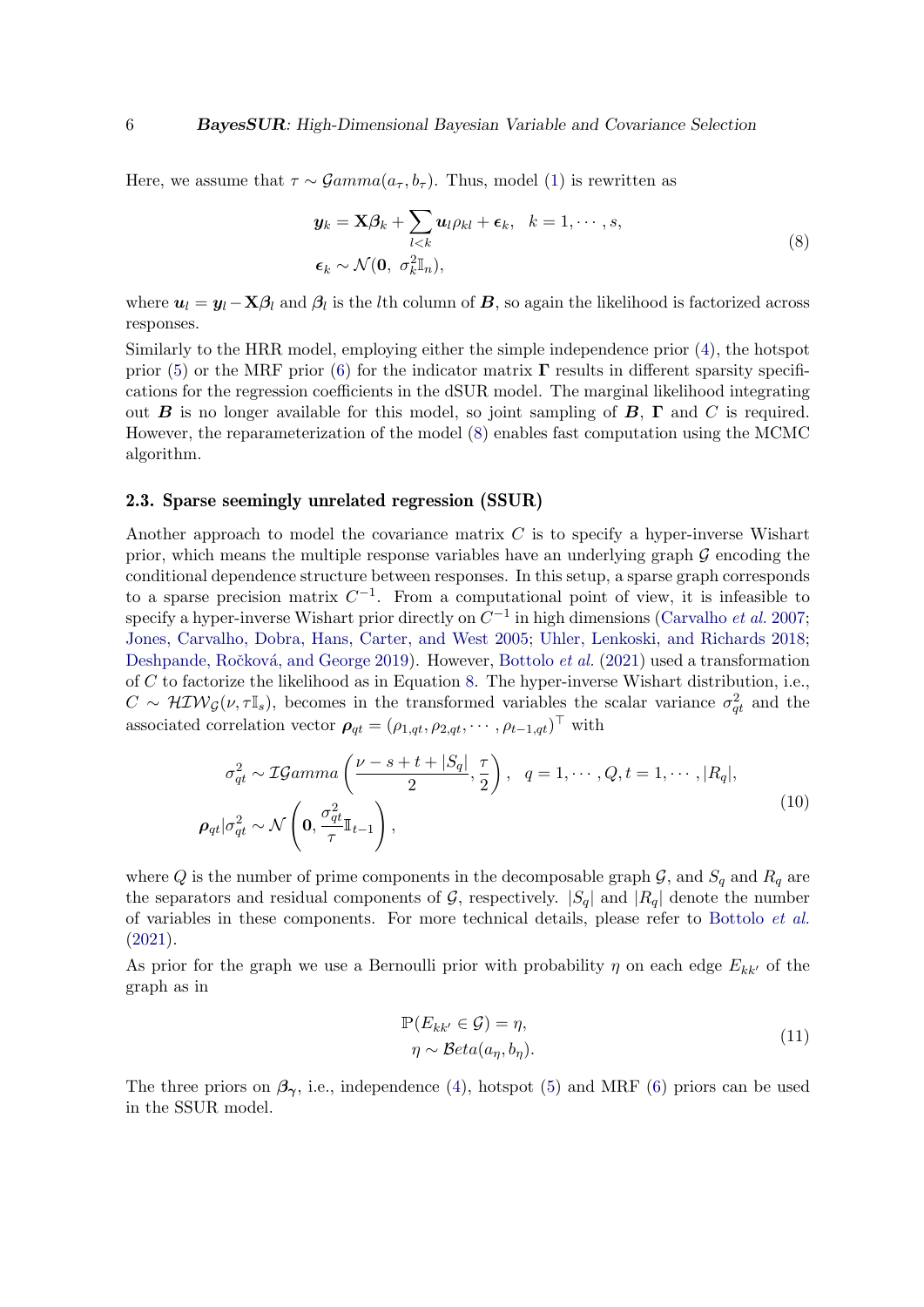Here, we assume that $\tau \sim \mathcal{G}amma(a_\tau, b_\tau)$. Thus, model (1) is rewritten as

$$
\begin{aligned}
\boldsymbol{y}_k &= \mathbf{X}\boldsymbol{\beta}_k + \sum_{l<k} \boldsymbol{u}_l \rho_{kl} + \boldsymbol{\epsilon}_k, \quad k = 1, \cdots, s, \\
\boldsymbol{\epsilon}_k &\sim \mathcal{N}(\mathbf{0},\ \sigma_k^2 \mathbb{I}_n),
\end{aligned}
\tag{8}
$$

where $\boldsymbol{u}_l = \boldsymbol{y}_l - \mathbf{X}\boldsymbol{\beta}_l$ and $\boldsymbol{\beta}_l$ is the $l$th column of $\boldsymbol{B}$, so again the likelihood is factorized across responses.

Similarly to the HRR model, employing either the simple independence prior (4), the hotspot prior (5) or the MRF prior (6) for the indicator matrix $\boldsymbol{\Gamma}$ results in different sparsity specifications for the regression coefficients in the dSUR model. The marginal likelihood integrating out $\boldsymbol{B}$ is no longer available for this model, so joint sampling of $\boldsymbol{B}$, $\boldsymbol{\Gamma}$ and $C$ is required. However, the reparameterization of the model (8) enables fast computation using the MCMC algorithm.

### 2.3. Sparse seemingly unrelated regression (SSUR)

Another approach to model the covariance matrix $C$ is to specify a hyper-inverse Wishart prior, which means the multiple response variables have an underlying graph $\mathcal{G}$ encoding the conditional dependence structure between responses. In this setup, a sparse graph corresponds to a sparse precision matrix $C^{-1}$. From a computational point of view, it is infeasible to specify a hyper-inverse Wishart prior directly on $C^{-1}$ in high dimensions (Carvalho *et al.* 2007; Jones, Carvalho, Dobra, Hans, Carter, and West 2005; Uhler, Lenkoski, and Richards 2018; Deshpande, Ročková, and George 2019). However, Bottolo *et al.* (2021) used a transformation of $C$ to factorize the likelihood as in Equation 8. The hyper-inverse Wishart distribution, i.e., $C \sim \mathcal{HIW}_\mathcal{G}(\nu, \tau\mathbb{I}_s)$, becomes in the transformed variables the scalar variance $\sigma_{qt}^2$ and the associated correlation vector $\boldsymbol{\rho}_{qt} = (\rho_{1,qt}, \rho_{2,qt}, \cdots, \rho_{t-1,qt})^\top$ with

$$
\begin{aligned}
\sigma_{qt}^2 &\sim \mathcal{IG}amma\left(\frac{\nu - s + t + |S_q|}{2}, \frac{\tau}{2}\right), \quad q = 1, \cdots, Q, t = 1, \cdots, |R_q|, \\
\boldsymbol{\rho}_{qt} | \sigma_{qt}^2 &\sim \mathcal{N}\left(\mathbf{0}, \frac{\sigma_{qt}^2}{\tau}\mathbb{I}_{t-1}\right),
\end{aligned}
\tag{10}
$$

where $Q$ is the number of prime components in the decomposable graph $\mathcal{G}$, and $S_q$ and $R_q$ are the separators and residual components of $\mathcal{G}$, respectively. $|S_q|$ and $|R_q|$ denote the number of variables in these components. For more technical details, please refer to Bottolo *et al.* (2021).

As prior for the graph we use a Bernoulli prior with probability $\eta$ on each edge $E_{kk'}$ of the graph as in

$$
\begin{aligned}
\mathbb{P}(E_{kk'} \in \mathcal{G}) &= \eta, \\
\eta &\sim \mathcal{B}eta(a_\eta, b_\eta).
\end{aligned}
\tag{11}
$$

The three priors on $\boldsymbol{\beta}_{\boldsymbol{\gamma}}$, i.e., independence (4), hotspot (5) and MRF (6) priors can be used in the SSUR model.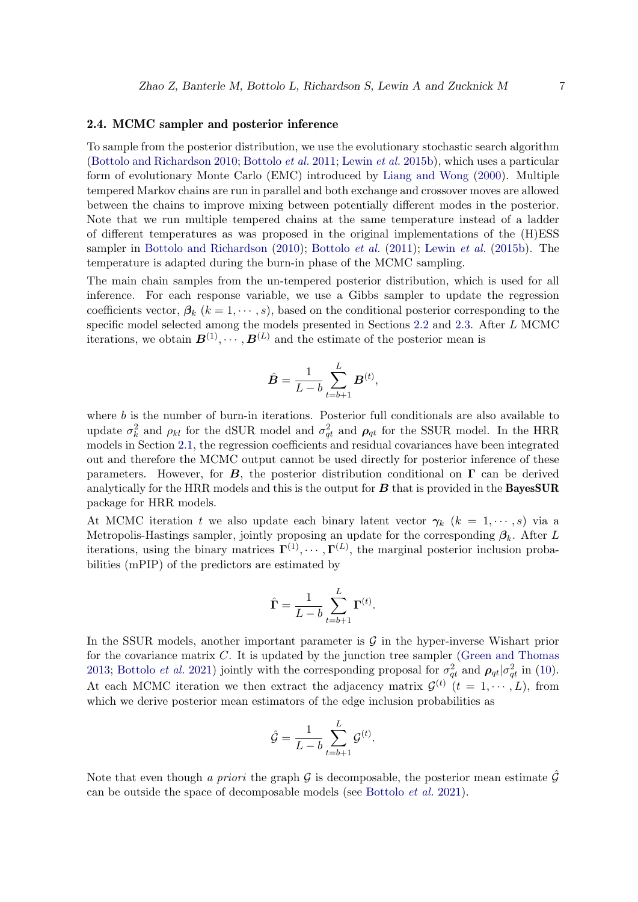### 2.4. MCMC sampler and posterior inference

To sample from the posterior distribution, we use the evolutionary stochastic search algorithm (Bottolo and Richardson 2010; Bottolo *et al.* 2011; Lewin *et al.* 2015b), which uses a particular form of evolutionary Monte Carlo (EMC) introduced by Liang and Wong (2000). Multiple tempered Markov chains are run in parallel and both exchange and crossover moves are allowed between the chains to improve mixing between potentially different modes in the posterior. Note that we run multiple tempered chains at the same temperature instead of a ladder of different temperatures as was proposed in the original implementations of the (H)ESS sampler in Bottolo and Richardson (2010); Bottolo *et al.* (2011); Lewin *et al.* (2015b). The temperature is adapted during the burn-in phase of the MCMC sampling.

The main chain samples from the un-tempered posterior distribution, which is used for all inference. For each response variable, we use a Gibbs sampler to update the regression coefficients vector, $\boldsymbol{\beta}_k$ $(k = 1, \cdots, s)$, based on the conditional posterior corresponding to the specific model selected among the models presented in Sections 2.2 and 2.3. After $L$ MCMC iterations, we obtain $\boldsymbol{B}^{(1)}, \cdots, \boldsymbol{B}^{(L)}$ and the estimate of the posterior mean is

$$\hat{\boldsymbol{B}} = \frac{1}{L-b} \sum_{t=b+1}^{L} \boldsymbol{B}^{(t)},$$

where $b$ is the number of burn-in iterations. Posterior full conditionals are also available to update $\sigma_k^2$ and $\rho_{kl}$ for the dSUR model and $\sigma_{qt}^2$ and $\boldsymbol{\rho}_{qt}$ for the SSUR model. In the HRR models in Section 2.1, the regression coefficients and residual covariances have been integrated out and therefore the MCMC output cannot be used directly for posterior inference of these parameters. However, for $\boldsymbol{B}$, the posterior distribution conditional on $\boldsymbol{\Gamma}$ can be derived analytically for the HRR models and this is the output for $\boldsymbol{B}$ that is provided in the **BayesSUR** package for HRR models.

At MCMC iteration $t$ we also update each binary latent vector $\boldsymbol{\gamma}_k$ $(k = 1, \cdots, s)$ via a Metropolis-Hastings sampler, jointly proposing an update for the corresponding $\boldsymbol{\beta}_k$. After $L$ iterations, using the binary matrices $\boldsymbol{\Gamma}^{(1)}, \cdots, \boldsymbol{\Gamma}^{(L)}$, the marginal posterior inclusion probabilities (mPIP) of the predictors are estimated by

$$\hat{\boldsymbol{\Gamma}} = \frac{1}{L-b} \sum_{t=b+1}^{L} \boldsymbol{\Gamma}^{(t)}.$$

In the SSUR models, another important parameter is $\mathcal{G}$ in the hyper-inverse Wishart prior for the covariance matrix $C$. It is updated by the junction tree sampler (Green and Thomas 2013; Bottolo *et al.* 2021) jointly with the corresponding proposal for $\sigma_{qt}^2$ and $\boldsymbol{\rho}_{qt}|\sigma_{qt}^2$ in (10). At each MCMC iteration we then extract the adjacency matrix $\mathcal{G}^{(t)}$ $(t = 1, \cdots, L)$, from which we derive posterior mean estimators of the edge inclusion probabilities as

$$\hat{\mathcal{G}} = \frac{1}{L-b} \sum_{t=b+1}^{L} \mathcal{G}^{(t)}.$$

Note that even though *a priori* the graph $\mathcal{G}$ is decomposable, the posterior mean estimate $\hat{\mathcal{G}}$ can be outside the space of decomposable models (see Bottolo *et al.* 2021).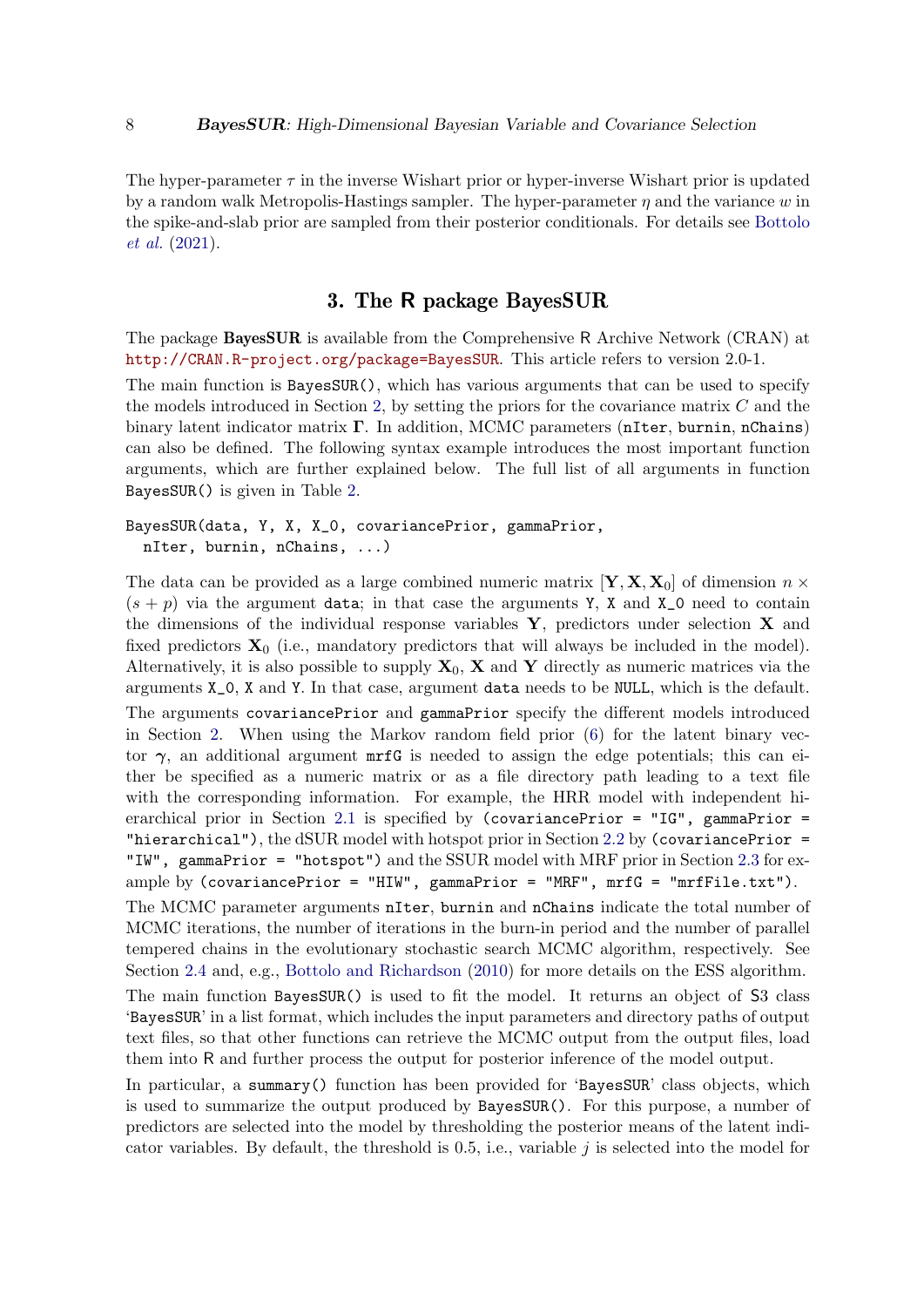The hyper-parameter $\tau$ in the inverse Wishart prior or hyper-inverse Wishart prior is updated by a random walk Metropolis-Hastings sampler. The hyper-parameter $\eta$ and the variance $w$ in the spike-and-slab prior are sampled from their posterior conditionals. For details see Bottolo *et al.* (2021).

## 3. The R package BayesSUR

The package **BayesSUR** is available from the Comprehensive R Archive Network (CRAN) at http://CRAN.R-project.org/package=BayesSUR. This article refers to version 2.0-1.

The main function is `BayesSUR()`, which has various arguments that can be used to specify the models introduced in Section 2, by setting the priors for the covariance matrix $C$ and the binary latent indicator matrix $\mathbf{\Gamma}$. In addition, MCMC parameters (`nIter`, `burnin`, `nChains`) can also be defined. The following syntax example introduces the most important function arguments, which are further explained below. The full list of all arguments in function `BayesSUR()` is given in Table 2.

```
BayesSUR(data, Y, X, X_0, covariancePrior, gammaPrior,
  nIter, burnin, nChains, ...)
```

The data can be provided as a large combined numeric matrix $[\mathbf{Y}, \mathbf{X}, \mathbf{X}_0]$ of dimension $n \times (s+p)$ via the argument `data`; in that case the arguments `Y`, `X` and `X_0` need to contain the dimensions of the individual response variables $\mathbf{Y}$, predictors under selection $\mathbf{X}$ and fixed predictors $\mathbf{X}_0$ (i.e., mandatory predictors that will always be included in the model). Alternatively, it is also possible to supply $\mathbf{X}_0$, $\mathbf{X}$ and $\mathbf{Y}$ directly as numeric matrices via the arguments `X_0`, `X` and `Y`. In that case, argument `data` needs to be `NULL`, which is the default.

The arguments `covariancePrior` and `gammaPrior` specify the different models introduced in Section 2. When using the Markov random field prior (6) for the latent binary vector $\boldsymbol{\gamma}$, an additional argument `mrfG` is needed to assign the edge potentials; this can either be specified as a numeric matrix or as a file directory path leading to a text file with the corresponding information. For example, the HRR model with independent hierarchical prior in Section 2.1 is specified by `(covariancePrior = "IG", gammaPrior = "hierarchical")`, the dSUR model with hotspot prior in Section 2.2 by `(covariancePrior = "IW", gammaPrior = "hotspot")` and the SSUR model with MRF prior in Section 2.3 for example by `(covariancePrior = "HIW", gammaPrior = "MRF", mrfG = "mrfFile.txt")`.

The MCMC parameter arguments `nIter`, `burnin` and `nChains` indicate the total number of MCMC iterations, the number of iterations in the burn-in period and the number of parallel tempered chains in the evolutionary stochastic search MCMC algorithm, respectively. See Section 2.4 and, e.g., Bottolo and Richardson (2010) for more details on the ESS algorithm.

The main function `BayesSUR()` is used to fit the model. It returns an object of S3 class '`BayesSUR`' in a list format, which includes the input parameters and directory paths of output text files, so that other functions can retrieve the MCMC output from the output files, load them into R and further process the output for posterior inference of the model output.

In particular, a `summary()` function has been provided for '`BayesSUR`' class objects, which is used to summarize the output produced by `BayesSUR()`. For this purpose, a number of predictors are selected into the model by thresholding the posterior means of the latent indicator variables. By default, the threshold is 0.5, i.e., variable $j$ is selected into the model for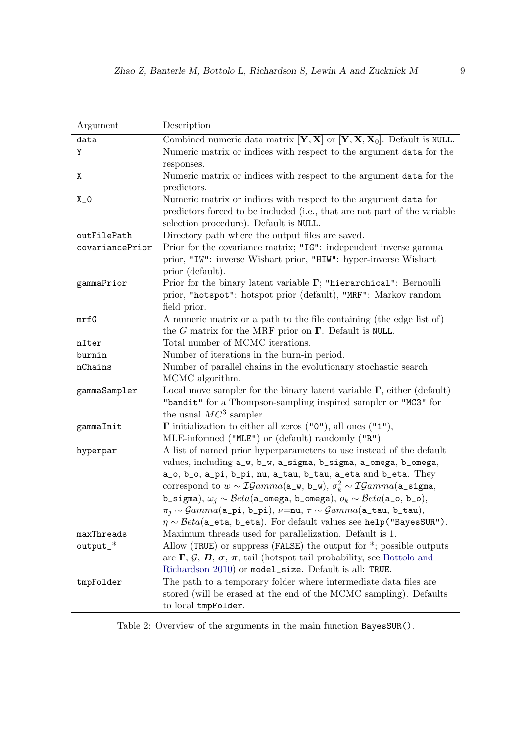| Argument | Description |
|---|---|
| `data` | Combined numeric data matrix $[\mathbf{Y}, \mathbf{X}]$ or $[\mathbf{Y}, \mathbf{X}, \mathbf{X}_0]$. Default is `NULL`. |
| `Y` | Numeric matrix or indices with respect to the argument `data` for the responses. |
| `X` | Numeric matrix or indices with respect to the argument `data` for the predictors. |
| `X_0` | Numeric matrix or indices with respect to the argument `data` for predictors forced to be included (i.e., that are not part of the variable selection procedure). Default is `NULL`. |
| `outFilePath` | Directory path where the output files are saved. |
| `covariancePrior` | Prior for the covariance matrix; `"IG"`: independent inverse gamma prior, `"IW"`: inverse Wishart prior, `"HIW"`: hyper-inverse Wishart prior (default). |
| `gammaPrior` | Prior for the binary latent variable $\mathbf{\Gamma}$; `"hierarchical"`: Bernoulli prior, `"hotspot"`: hotspot prior (default), `"MRF"`: Markov random field prior. |
| `mrfG` | A numeric matrix or a path to the file containing (the edge list of) the $G$ matrix for the MRF prior on $\mathbf{\Gamma}$. Default is `NULL`. |
| `nIter` | Total number of MCMC iterations. |
| `burnin` | Number of iterations in the burn-in period. |
| `nChains` | Number of parallel chains in the evolutionary stochastic search MCMC algorithm. |
| `gammaSampler` | Local move sampler for the binary latent variable $\mathbf{\Gamma}$, either (default) `"bandit"` for a Thompson-sampling inspired sampler or `"MC3"` for the usual $MC^3$ sampler. |
| `gammaInit` | $\mathbf{\Gamma}$ initialization to either all zeros (`"0"`), all ones (`"1"`), MLE-informed (`"MLE"`) or (default) randomly (`"R"`). |
| `hyperpar` | A list of named prior hyperparameters to use instead of the default values, including `a_w`, `b_w`, `a_sigma`, `b_sigma`, `a_omega`, `b_omega`, `a_o`, `b_o`, `a_pi`, `b_pi`, `nu`, `a_tau`, `b_tau`, `a_eta` and `b_eta`. They correspond to $w \sim \mathcal{IG}amma($`a_w`, `b_w`$)$, $\sigma_k^2 \sim \mathcal{IG}amma($`a_sigma`, `b_sigma`$)$, $\omega_j \sim \mathcal{B}eta($`a_omega`, `b_omega`$)$, $o_k \sim \mathcal{B}eta($`a_o`, `b_o`$)$, $\pi_j \sim \mathcal{G}amma($`a_pi`, `b_pi`$)$, $\nu$=`nu`, $\tau \sim \mathcal{G}amma($`a_tau`, `b_tau`$)$, $\eta \sim \mathcal{B}eta($`a_eta`, `b_eta`$)$. For default values see `help("BayesSUR")`. |
| `maxThreads` | Maximum threads used for parallelization. Default is 1. |
| `output_*` | Allow (`TRUE`) or suppress (`FALSE`) the output for *; possible outputs are $\mathbf{\Gamma}$, $\mathcal{G}$, $\boldsymbol{B}$, $\boldsymbol{\sigma}$, $\boldsymbol{\pi}$, tail (hotspot tail probability, see Bottolo and Richardson 2010) or `model_size`. Default is all: `TRUE`. |
| `tmpFolder` | The path to a temporary folder where intermediate data files are stored (will be erased at the end of the MCMC sampling). Defaults to local `tmpFolder`. |

Table 2: Overview of the arguments in the main function `BayesSUR()`.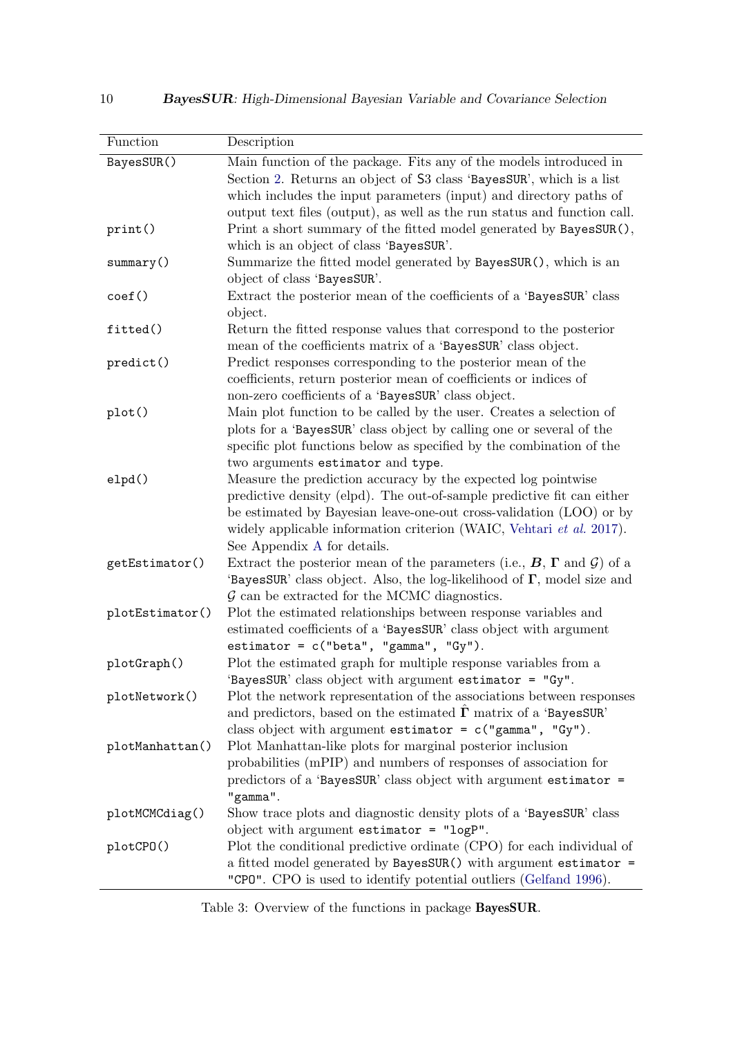| Function | Description |
|---|---|
| `BayesSUR()` | Main function of the package. Fits any of the models introduced in Section 2. Returns an object of S3 class '`BayesSUR`', which is a list which includes the input parameters (input) and directory paths of output text files (output), as well as the run status and function call. |
| `print()` | Print a short summary of the fitted model generated by `BayesSUR()`, which is an object of class '`BayesSUR`'. |
| `summary()` | Summarize the fitted model generated by `BayesSUR()`, which is an object of class '`BayesSUR`'. |
| `coef()` | Extract the posterior mean of the coefficients of a '`BayesSUR`' class object. |
| `fitted()` | Return the fitted response values that correspond to the posterior mean of the coefficients matrix of a '`BayesSUR`' class object. |
| `predict()` | Predict responses corresponding to the posterior mean of the coefficients, return posterior mean of coefficients or indices of non-zero coefficients of a '`BayesSUR`' class object. |
| `plot()` | Main plot function to be called by the user. Creates a selection of plots for a '`BayesSUR`' class object by calling one or several of the specific plot functions below as specified by the combination of the two arguments `estimator` and `type`. |
| `elpd()` | Measure the prediction accuracy by the expected log pointwise predictive density (elpd). The out-of-sample predictive fit can either be estimated by Bayesian leave-one-out cross-validation (LOO) or by widely applicable information criterion (WAIC, Vehtari *et al.* 2017). See Appendix A for details. |
| `getEstimator()` | Extract the posterior mean of the parameters (i.e., $\boldsymbol{B}$, $\boldsymbol{\Gamma}$ and $\mathcal{G}$) of a '`BayesSUR`' class object. Also, the log-likelihood of $\boldsymbol{\Gamma}$, model size and $\mathcal{G}$ can be extracted for the MCMC diagnostics. |
| `plotEstimator()` | Plot the estimated relationships between response variables and estimated coefficients of a '`BayesSUR`' class object with argument `estimator = c("beta", "gamma", "Gy")`. |
| `plotGraph()` | Plot the estimated graph for multiple response variables from a '`BayesSUR`' class object with argument `estimator = "Gy"`. |
| `plotNetwork()` | Plot the network representation of the associations between responses and predictors, based on the estimated $\hat{\boldsymbol{\Gamma}}$ matrix of a '`BayesSUR`' class object with argument `estimator = c("gamma", "Gy")`. |
| `plotManhattan()` | Plot Manhattan-like plots for marginal posterior inclusion probabilities (mPIP) and numbers of responses of association for predictors of a '`BayesSUR`' class object with argument `estimator = "gamma"`. |
| `plotMCMCdiag()` | Show trace plots and diagnostic density plots of a '`BayesSUR`' class object with argument `estimator = "logP"`. |
| `plotCPO()` | Plot the conditional predictive ordinate (CPO) for each individual of a fitted model generated by `BayesSUR()` with argument `estimator = "CPO"`. CPO is used to identify potential outliers (Gelfand 1996). |

Table 3: Overview of the functions in package **BayesSUR**.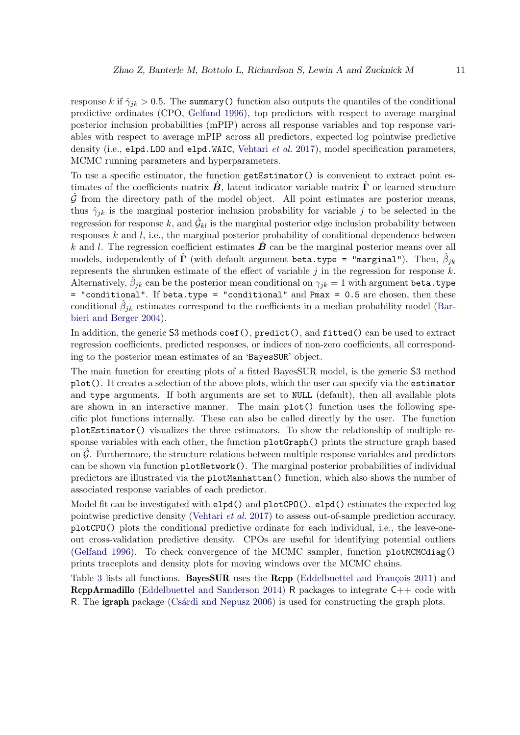response $k$ if $\hat{\gamma}_{jk} > 0.5$. The `summary()` function also outputs the quantiles of the conditional predictive ordinates (CPO, Gelfand 1996), top predictors with respect to average marginal posterior inclusion probabilities (mPIP) across all response variables and top response variables with respect to average mPIP across all predictors, expected log pointwise predictive density (i.e., `elpd.LOO` and `elpd.WAIC`, Vehtari *et al.* 2017), model specification parameters, MCMC running parameters and hyperparameters.

To use a specific estimator, the function `getEstimator()` is convenient to extract point estimates of the coefficients matrix $\hat{\boldsymbol{B}}$, latent indicator variable matrix $\hat{\boldsymbol{\Gamma}}$ or learned structure $\hat{\mathcal{G}}$ from the directory path of the model object. All point estimates are posterior means, thus $\hat{\gamma}_{jk}$ is the marginal posterior inclusion probability for variable $j$ to be selected in the regression for response $k$, and $\hat{\mathcal{G}}_{kl}$ is the marginal posterior edge inclusion probability between responses $k$ and $l$, i.e., the marginal posterior probability of conditional dependence between $k$ and $l$. The regression coefficient estimates $\hat{\boldsymbol{B}}$ can be the marginal posterior means over all models, independently of $\hat{\boldsymbol{\Gamma}}$ (with default argument `beta.type = "marginal"`). Then, $\hat{\beta}_{jk}$ represents the shrunken estimate of the effect of variable $j$ in the regression for response $k$. Alternatively, $\hat{\beta}_{jk}$ can be the posterior mean conditional on $\gamma_{jk} = 1$ with argument `beta.type = "conditional"`. If `beta.type = "conditional"` and `Pmax = 0.5` are chosen, then these conditional $\hat{\beta}_{jk}$ estimates correspond to the coefficients in a median probability model (Barbieri and Berger 2004).

In addition, the generic S3 methods `coef()`, `predict()`, and `fitted()` can be used to extract regression coefficients, predicted responses, or indices of non-zero coefficients, all corresponding to the posterior mean estimates of an '`BayesSUR`' object.

The main function for creating plots of a fitted BayesSUR model, is the generic S3 method `plot()`. It creates a selection of the above plots, which the user can specify via the `estimator` and `type` arguments. If both arguments are set to `NULL` (default), then all available plots are shown in an interactive manner. The main `plot()` function uses the following specific plot functions internally. These can also be called directly by the user. The function `plotEstimator()` visualizes the three estimators. To show the relationship of multiple response variables with each other, the function `plotGraph()` prints the structure graph based on $\hat{\mathcal{G}}$. Furthermore, the structure relations between multiple response variables and predictors can be shown via function `plotNetwork()`. The marginal posterior probabilities of individual predictors are illustrated via the `plotManhattan()` function, which also shows the number of associated response variables of each predictor.

Model fit can be investigated with `elpd()` and `plotCPO()`. `elpd()` estimates the expected log pointwise predictive density (Vehtari *et al.* 2017) to assess out-of-sample prediction accuracy. `plotCPO()` plots the conditional predictive ordinate for each individual, i.e., the leave-one-out cross-validation predictive density. CPOs are useful for identifying potential outliers (Gelfand 1996). To check convergence of the MCMC sampler, function `plotMCMCdiag()` prints traceplots and density plots for moving windows over the MCMC chains.

Table 3 lists all functions. **BayesSUR** uses the **Rcpp** (Eddelbuettel and François 2011) and **RcppArmadillo** (Eddelbuettel and Sanderson 2014) R packages to integrate C++ code with R. The **igraph** package (Csárdi and Nepusz 2006) is used for constructing the graph plots.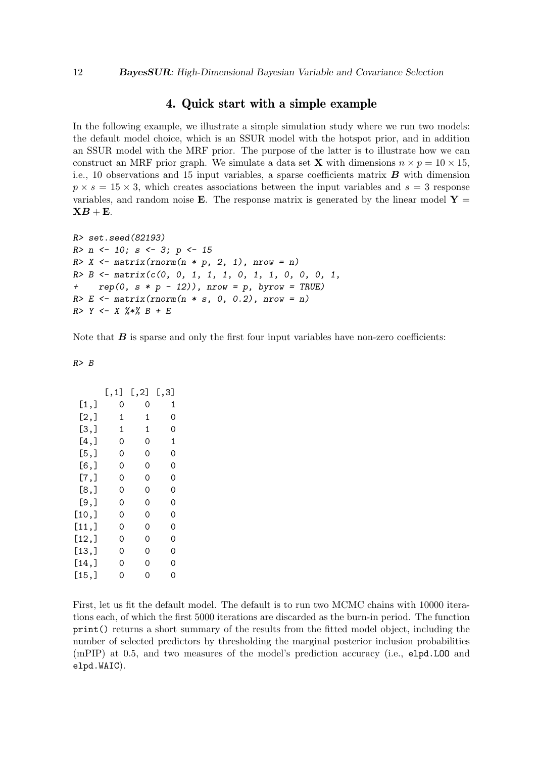# 4. Quick start with a simple example

In the following example, we illustrate a simple simulation study where we run two models: the default model choice, which is an SSUR model with the hotspot prior, and in addition an SSUR model with the MRF prior. The purpose of the latter is to illustrate how we can construct an MRF prior graph. We simulate a data set $\mathbf{X}$ with dimensions $n \times p = 10 \times 15$, i.e., 10 observations and 15 input variables, a sparse coefficients matrix $\boldsymbol{B}$ with dimension $p \times s = 15 \times 3$, which creates associations between the input variables and $s = 3$ response variables, and random noise $\mathbf{E}$. The response matrix is generated by the linear model $\mathbf{Y} = \mathbf{X}\boldsymbol{B} + \mathbf{E}$.

```
R> set.seed(82193)
R> n <- 10; s <- 3; p <- 15
R> X <- matrix(rnorm(n * p, 2, 1), nrow = n)
R> B <- matrix(c(0, 0, 1, 1, 1, 0, 1, 1, 0, 0, 0, 1,
+     rep(0, s * p - 12)), nrow = p, byrow = TRUE)
R> E <- matrix(rnorm(n * s, 0, 0.2), nrow = n)
R> Y <- X %*% B + E
```

Note that $\boldsymbol{B}$ is sparse and only the first four input variables have non-zero coefficients:

```
R> B

      [,1] [,2] [,3]
 [1,]    0    0    1
 [2,]    1    1    0
 [3,]    1    1    0
 [4,]    0    0    1
 [5,]    0    0    0
 [6,]    0    0    0
 [7,]    0    0    0
 [8,]    0    0    0
 [9,]    0    0    0
[10,]    0    0    0
[11,]    0    0    0
[12,]    0    0    0
[13,]    0    0    0
[14,]    0    0    0
[15,]    0    0    0
```

First, let us fit the default model. The default is to run two MCMC chains with 10000 iterations each, of which the first 5000 iterations are discarded as the burn-in period. The function `print()` returns a short summary of the results from the fitted model object, including the number of selected predictors by thresholding the marginal posterior inclusion probabilities (mPIP) at 0.5, and two measures of the model's prediction accuracy (i.e., `elpd.LOO` and `elpd.WAIC`).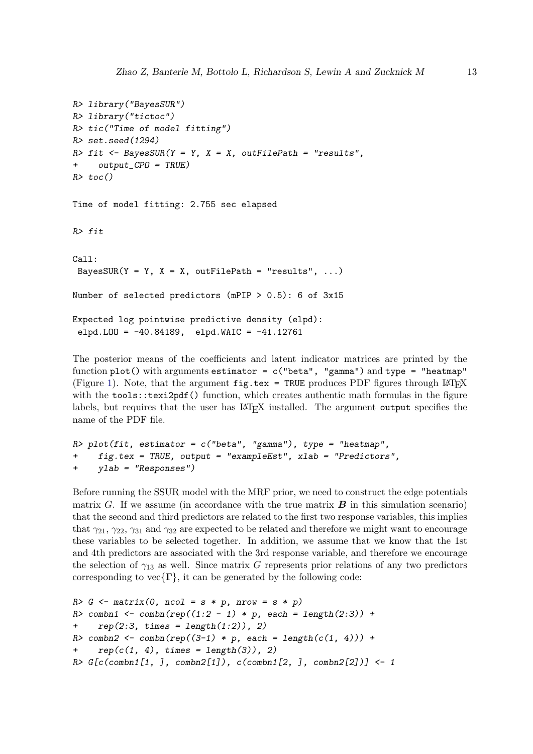```
R> library("BayesSUR")
R> library("tictoc")
R> tic("Time of model fitting")
R> set.seed(1294)
R> fit <- BayesSUR(Y = Y, X = X, outFilePath = "results",
+    output_CPO = TRUE)
R> toc()

Time of model fitting: 2.755 sec elapsed

R> fit

Call:
 BayesSUR(Y = Y, X = X, outFilePath = "results", ...)

Number of selected predictors (mPIP > 0.5): 6 of 3x15

Expected log pointwise predictive density (elpd):
 elpd.LOO = -40.84189,  elpd.WAIC = -41.12761
```

The posterior means of the coefficients and latent indicator matrices are printed by the function `plot()` with arguments `estimator = c("beta", "gamma")` and `type = "heatmap"` (Figure 1). Note, that the argument `fig.tex = TRUE` produces PDF figures through LaTeX with the `tools::texi2pdf()` function, which creates authentic math formulas in the figure labels, but requires that the user has LaTeX installed. The argument `output` specifies the name of the PDF file.

```
R> plot(fit, estimator = c("beta", "gamma"), type = "heatmap",
+    fig.tex = TRUE, output = "exampleEst", xlab = "Predictors",
+    ylab = "Responses")
```

Before running the SSUR model with the MRF prior, we need to construct the edge potentials matrix $G$. If we assume (in accordance with the true matrix $\boldsymbol{B}$ in this simulation scenario) that the second and third predictors are related to the first two response variables, this implies that $\gamma_{21}$, $\gamma_{22}$, $\gamma_{31}$ and $\gamma_{32}$ are expected to be related and therefore we might want to encourage these variables to be selected together. In addition, we assume that we know that the 1st and 4th predictors are associated with the 3rd response variable, and therefore we encourage the selection of $\gamma_{13}$ as well. Since matrix $G$ represents prior relations of any two predictors corresponding to $\text{vec}\{\boldsymbol{\Gamma}\}$, it can be generated by the following code:

```
R> G <- matrix(0, ncol = s * p, nrow = s * p)
R> combn1 <- combn(rep((1:2 - 1) * p, each = length(2:3)) +
+    rep(2:3, times = length(1:2)), 2)
R> combn2 <- combn(rep((3-1) * p, each = length(c(1, 4))) +
+    rep(c(1, 4), times = length(3)), 2)
R> G[c(combn1[1, ], combn2[1]), c(combn1[2, ], combn2[2])] <- 1
```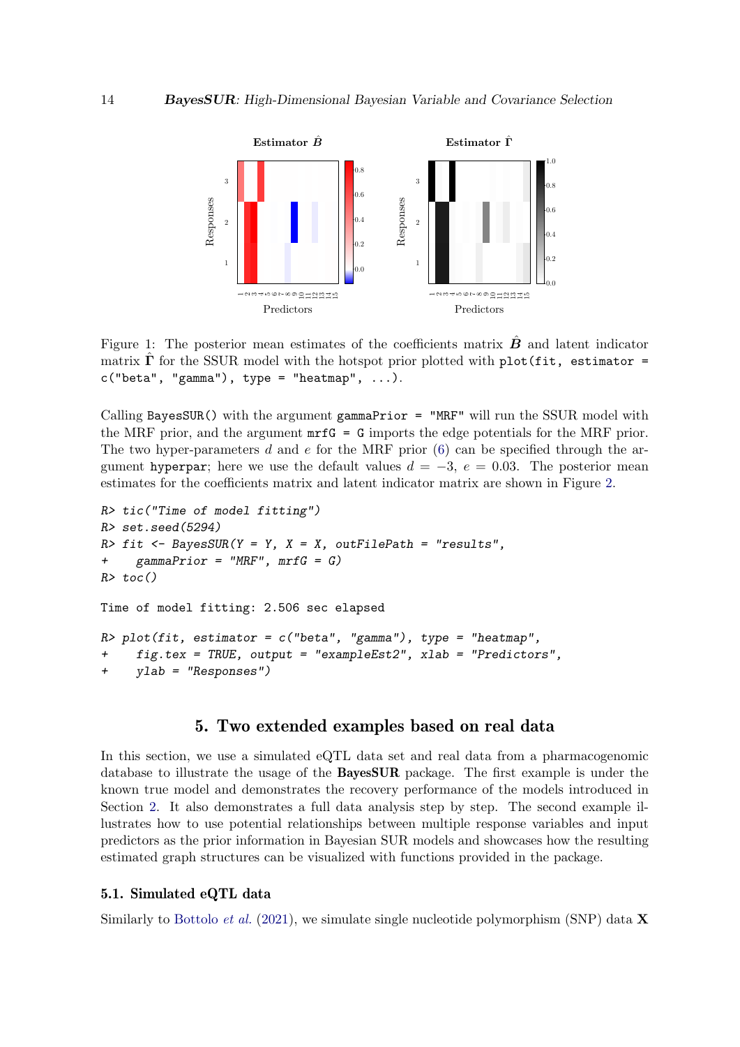Figure 1: The posterior mean estimates of the coefficients matrix $\hat{\boldsymbol{B}}$ and latent indicator matrix $\hat{\boldsymbol{\Gamma}}$ for the SSUR model with the hotspot prior plotted with `plot(fit, estimator = c("beta", "gamma"), type = "heatmap", ...)`.

Calling `BayesSUR()` with the argument `gammaPrior = "MRF"` will run the SSUR model with the MRF prior, and the argument `mrfG = G` imports the edge potentials for the MRF prior. The two hyper-parameters $d$ and $e$ for the MRF prior (6) can be specified through the argument `hyperpar`; here we use the default values $d = -3$, $e = 0.03$. The posterior mean estimates for the coefficients matrix and latent indicator matrix are shown in Figure 2.

```
R> tic("Time of model fitting")
R> set.seed(5294)
R> fit <- BayesSUR(Y = Y, X = X, outFilePath = "results",
+    gammaPrior = "MRF", mrfG = G)
R> toc()

Time of model fitting: 2.506 sec elapsed

R> plot(fit, estimator = c("beta", "gamma"), type = "heatmap",
+    fig.tex = TRUE, output = "exampleEst2", xlab = "Predictors",
+    ylab = "Responses")
```

## 5. Two extended examples based on real data

In this section, we use a simulated eQTL data set and real data from a pharmacogenomic database to illustrate the usage of the **BayesSUR** package. The first example is under the known true model and demonstrates the recovery performance of the models introduced in Section 2. It also demonstrates a full data analysis step by step. The second example illustrates how to use potential relationships between multiple response variables and input predictors as the prior information in Bayesian SUR models and showcases how the resulting estimated graph structures can be visualized with functions provided in the package.

### 5.1. Simulated eQTL data

Similarly to Bottolo *et al.* (2021), we simulate single nucleotide polymorphism (SNP) data $\mathbf{X}$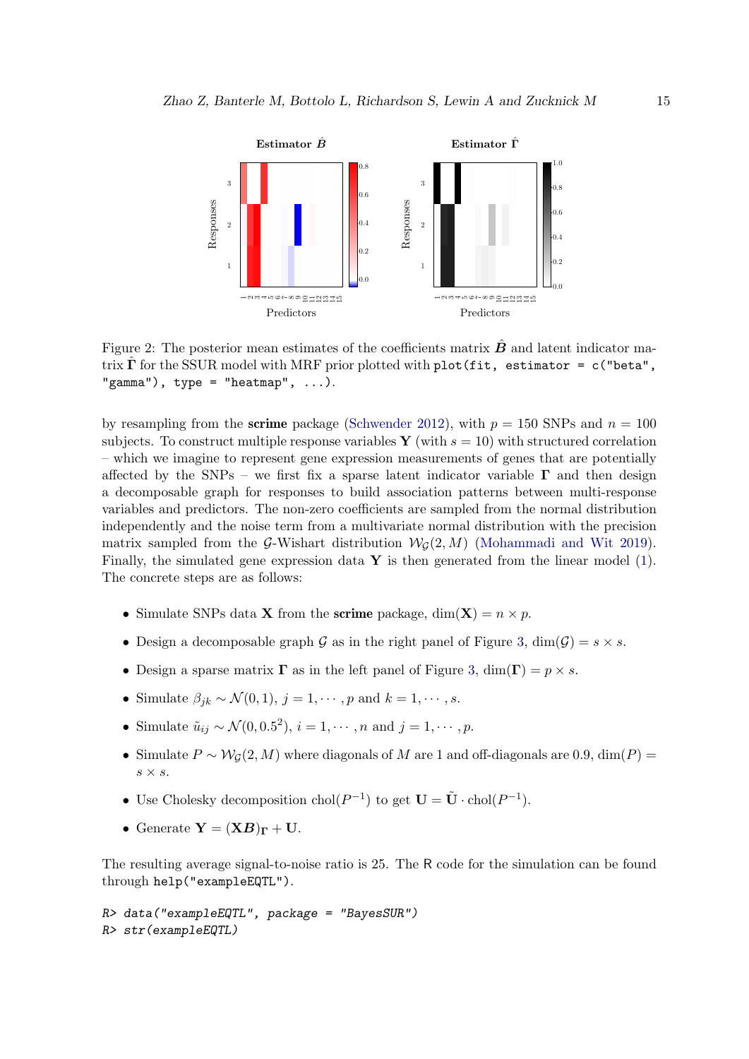Figure 2: The posterior mean estimates of the coefficients matrix $\hat{\boldsymbol{B}}$ and latent indicator matrix $\hat{\boldsymbol{\Gamma}}$ for the SSUR model with MRF prior plotted with `plot(fit, estimator = c("beta", "gamma"), type = "heatmap", ...)`.

by resampling from the **scrime** package (Schwender 2012), with $p = 150$ SNPs and $n = 100$ subjects. To construct multiple response variables $\mathbf{Y}$ (with $s = 10$) with structured correlation – which we imagine to represent gene expression measurements of genes that are potentially affected by the SNPs – we first fix a sparse latent indicator variable $\boldsymbol{\Gamma}$ and then design a decomposable graph for responses to build association patterns between multi-response variables and predictors. The non-zero coefficients are sampled from the normal distribution independently and the noise term from a multivariate normal distribution with the precision matrix sampled from the $\mathcal{G}$-Wishart distribution $\mathcal{W}_{\mathcal{G}}(2, M)$ (Mohammadi and Wit 2019). Finally, the simulated gene expression data $\mathbf{Y}$ is then generated from the linear model (1). The concrete steps are as follows:

- Simulate SNPs data $\mathbf{X}$ from the **scrime** package, $\dim(\mathbf{X}) = n \times p$.
- Design a decomposable graph $\mathcal{G}$ as in the right panel of Figure 3, $\dim(\mathcal{G}) = s \times s$.
- Design a sparse matrix $\boldsymbol{\Gamma}$ as in the left panel of Figure 3, $\dim(\boldsymbol{\Gamma}) = p \times s$.
- Simulate $\beta_{jk} \sim \mathcal{N}(0, 1)$, $j = 1, \cdots, p$ and $k = 1, \cdots, s$.
- Simulate $\tilde{u}_{ij} \sim \mathcal{N}(0, 0.5^2)$, $i = 1, \cdots, n$ and $j = 1, \cdots, p$.
- Simulate $P \sim \mathcal{W}_{\mathcal{G}}(2, M)$ where diagonals of $M$ are 1 and off-diagonals are 0.9, $\dim(P) = s \times s$.
- Use Cholesky decomposition $\text{chol}(P^{-1})$ to get $\mathbf{U} = \tilde{\mathbf{U}} \cdot \text{chol}(P^{-1})$.
- Generate $\mathbf{Y} = (\mathbf{X}\boldsymbol{B})_{\boldsymbol{\Gamma}} + \mathbf{U}$.

The resulting average signal-to-noise ratio is 25. The R code for the simulation can be found through `help("exampleEQTL")`.

```
R> data("exampleEQTL", package = "BayesSUR")
R> str(exampleEQTL)
```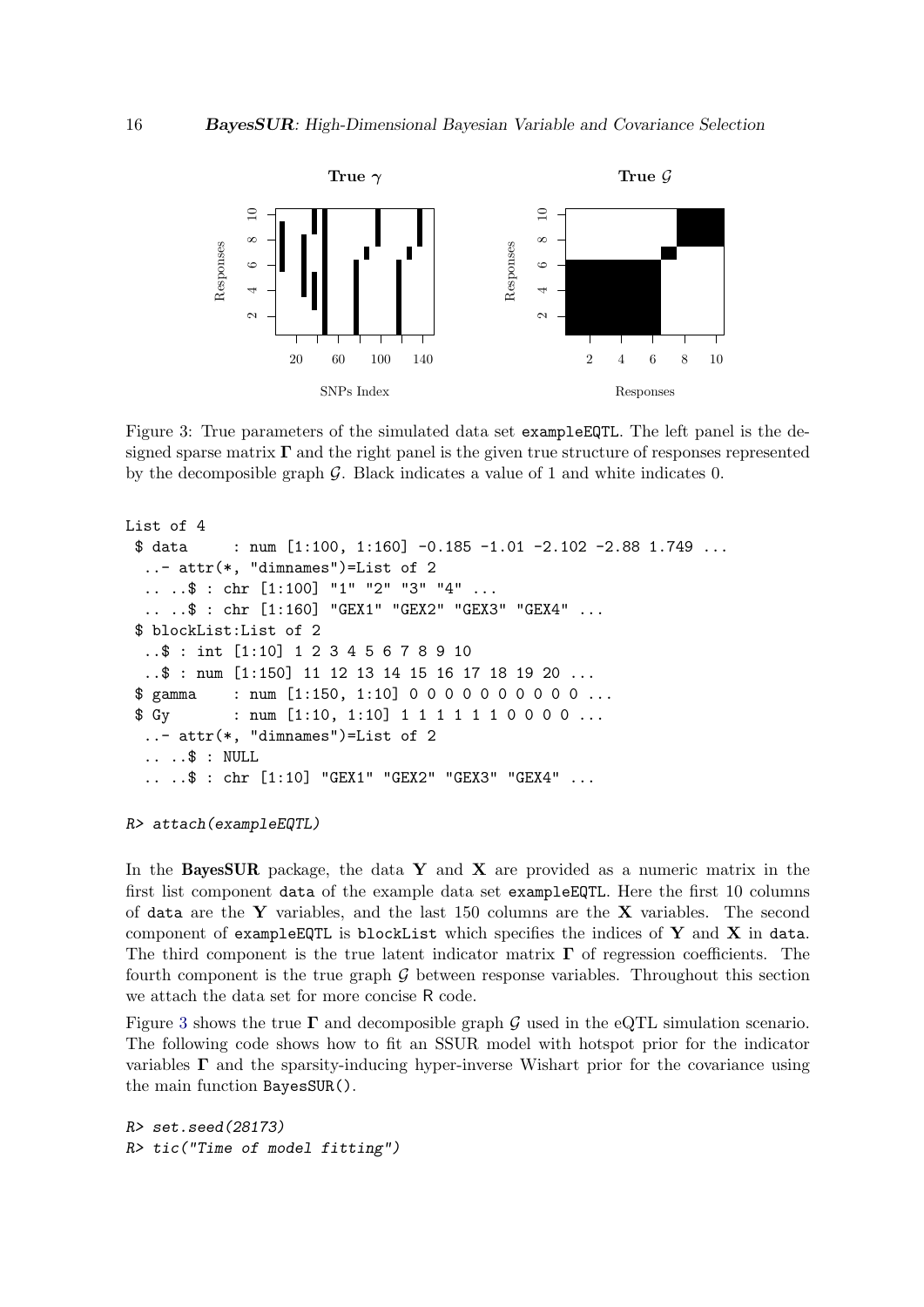Figure 3: True parameters of the simulated data set `exampleEQTL`. The left panel is the designed sparse matrix $\mathbf{\Gamma}$ and the right panel is the given true structure of responses represented by the decomposible graph $\mathcal{G}$. Black indicates a value of 1 and white indicates 0.

```
List of 4
 $ data     : num [1:100, 1:160] -0.185 -1.01 -2.102 -2.88 1.749 ...
  ..- attr(*, "dimnames")=List of 2
  .. ..$ : chr [1:100] "1" "2" "3" "4" ...
  .. ..$ : chr [1:160] "GEX1" "GEX2" "GEX3" "GEX4" ...
 $ blockList:List of 2
  ..$ : int [1:10] 1 2 3 4 5 6 7 8 9 10
  ..$ : num [1:150] 11 12 13 14 15 16 17 18 19 20 ...
 $ gamma    : num [1:150, 1:10] 0 0 0 0 0 0 0 0 0 0 ...
 $ Gy       : num [1:10, 1:10] 1 1 1 1 1 1 0 0 0 0 ...
  ..- attr(*, "dimnames")=List of 2
  .. ..$ : NULL
  .. ..$ : chr [1:10] "GEX1" "GEX2" "GEX3" "GEX4" ...
```

```
R> attach(exampleEQTL)
```

In the **BayesSUR** package, the data $\mathbf{Y}$ and $\mathbf{X}$ are provided as a numeric matrix in the first list component `data` of the example data set `exampleEQTL`. Here the first 10 columns of `data` are the $\mathbf{Y}$ variables, and the last 150 columns are the $\mathbf{X}$ variables. The second component of `exampleEQTL` is `blockList` which specifies the indices of $\mathbf{Y}$ and $\mathbf{X}$ in `data`. The third component is the true latent indicator matrix $\mathbf{\Gamma}$ of regression coefficients. The fourth component is the true graph $\mathcal{G}$ between response variables. Throughout this section we attach the data set for more concise R code.

Figure 3 shows the true $\mathbf{\Gamma}$ and decomposible graph $\mathcal{G}$ used in the eQTL simulation scenario. The following code shows how to fit an SSUR model with hotspot prior for the indicator variables $\mathbf{\Gamma}$ and the sparsity-inducing hyper-inverse Wishart prior for the covariance using the main function `BayesSUR()`.

```
R> set.seed(28173)
R> tic("Time of model fitting")
```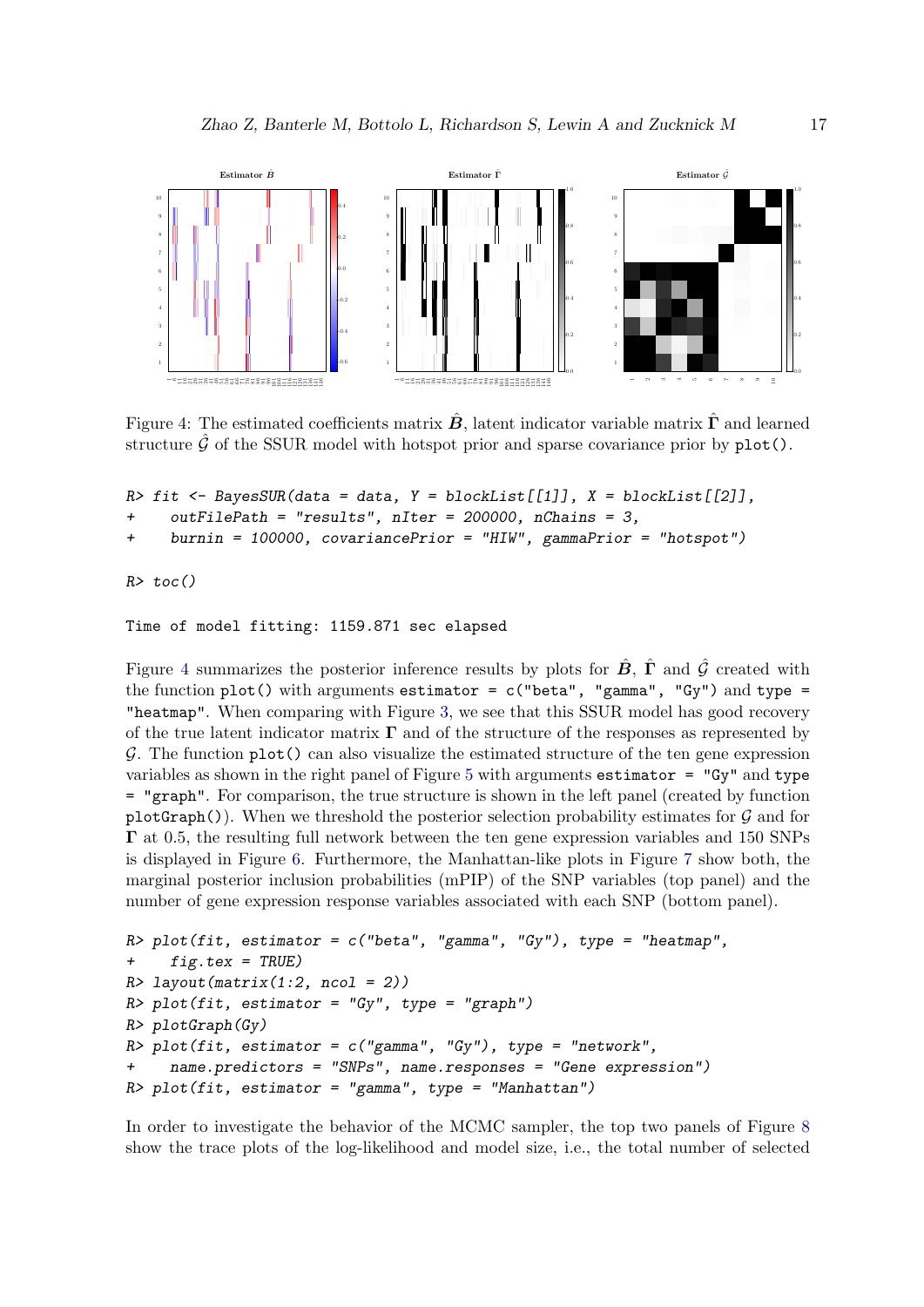Figure 4: The estimated coefficients matrix $\hat{\boldsymbol{B}}$, latent indicator variable matrix $\hat{\boldsymbol{\Gamma}}$ and learned structure $\hat{\mathcal{G}}$ of the SSUR model with hotspot prior and sparse covariance prior by `plot()`.

```
R> fit <- BayesSUR(data = data, Y = blockList[[1]], X = blockList[[2]],
+     outFilePath = "results", nIter = 200000, nChains = 3,
+     burnin = 100000, covariancePrior = "HIW", gammaPrior = "hotspot")

R> toc()

Time of model fitting: 1159.871 sec elapsed
```

Figure 4 summarizes the posterior inference results by plots for $\hat{\boldsymbol{B}}$, $\hat{\boldsymbol{\Gamma}}$ and $\hat{\mathcal{G}}$ created with the function `plot()` with arguments `estimator = c("beta", "gamma", "Gy")` and `type = "heatmap"`. When comparing with Figure 3, we see that this SSUR model has good recovery of the true latent indicator matrix $\boldsymbol{\Gamma}$ and of the structure of the responses as represented by $\mathcal{G}$. The function `plot()` can also visualize the estimated structure of the ten gene expression variables as shown in the right panel of Figure 5 with arguments `estimator = "Gy"` and `type = "graph"`. For comparison, the true structure is shown in the left panel (created by function `plotGraph()`). When we threshold the posterior selection probability estimates for $\mathcal{G}$ and for $\boldsymbol{\Gamma}$ at 0.5, the resulting full network between the ten gene expression variables and 150 SNPs is displayed in Figure 6. Furthermore, the Manhattan-like plots in Figure 7 show both, the marginal posterior inclusion probabilities (mPIP) of the SNP variables (top panel) and the number of gene expression response variables associated with each SNP (bottom panel).

```
R> plot(fit, estimator = c("beta", "gamma", "Gy"), type = "heatmap",
+     fig.tex = TRUE)
R> layout(matrix(1:2, ncol = 2))
R> plot(fit, estimator = "Gy", type = "graph")
R> plotGraph(Gy)
R> plot(fit, estimator = c("gamma", "Gy"), type = "network",
+     name.predictors = "SNPs", name.responses = "Gene expression")
R> plot(fit, estimator = "gamma", type = "Manhattan")
```

In order to investigate the behavior of the MCMC sampler, the top two panels of Figure 8 show the trace plots of the log-likelihood and model size, i.e., the total number of selected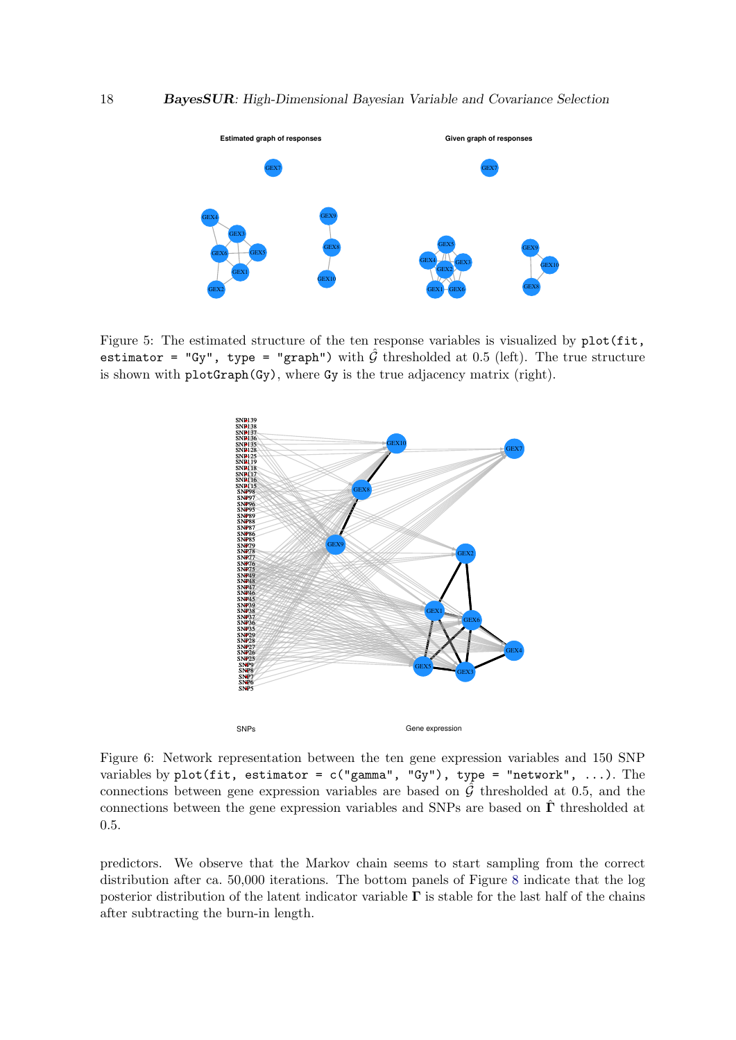Figure 5: The estimated structure of the ten response variables is visualized by `plot(fit, estimator = "Gy", type = "graph")` with $\hat{\mathcal{G}}$ thresholded at 0.5 (left). The true structure is shown with `plotGraph(Gy)`, where `Gy` is the true adjacency matrix (right).

Figure 6: Network representation between the ten gene expression variables and 150 SNP variables by `plot(fit, estimator = c("gamma", "Gy"), type = "network", ...)`. The connections between gene expression variables are based on $\hat{\mathcal{G}}$ thresholded at 0.5, and the connections between the gene expression variables and SNPs are based on $\hat{\mathbf{\Gamma}}$ thresholded at 0.5.

predictors. We observe that the Markov chain seems to start sampling from the correct distribution after ca. 50,000 iterations. The bottom panels of Figure 8 indicate that the log posterior distribution of the latent indicator variable $\mathbf{\Gamma}$ is stable for the last half of the chains after subtracting the burn-in length.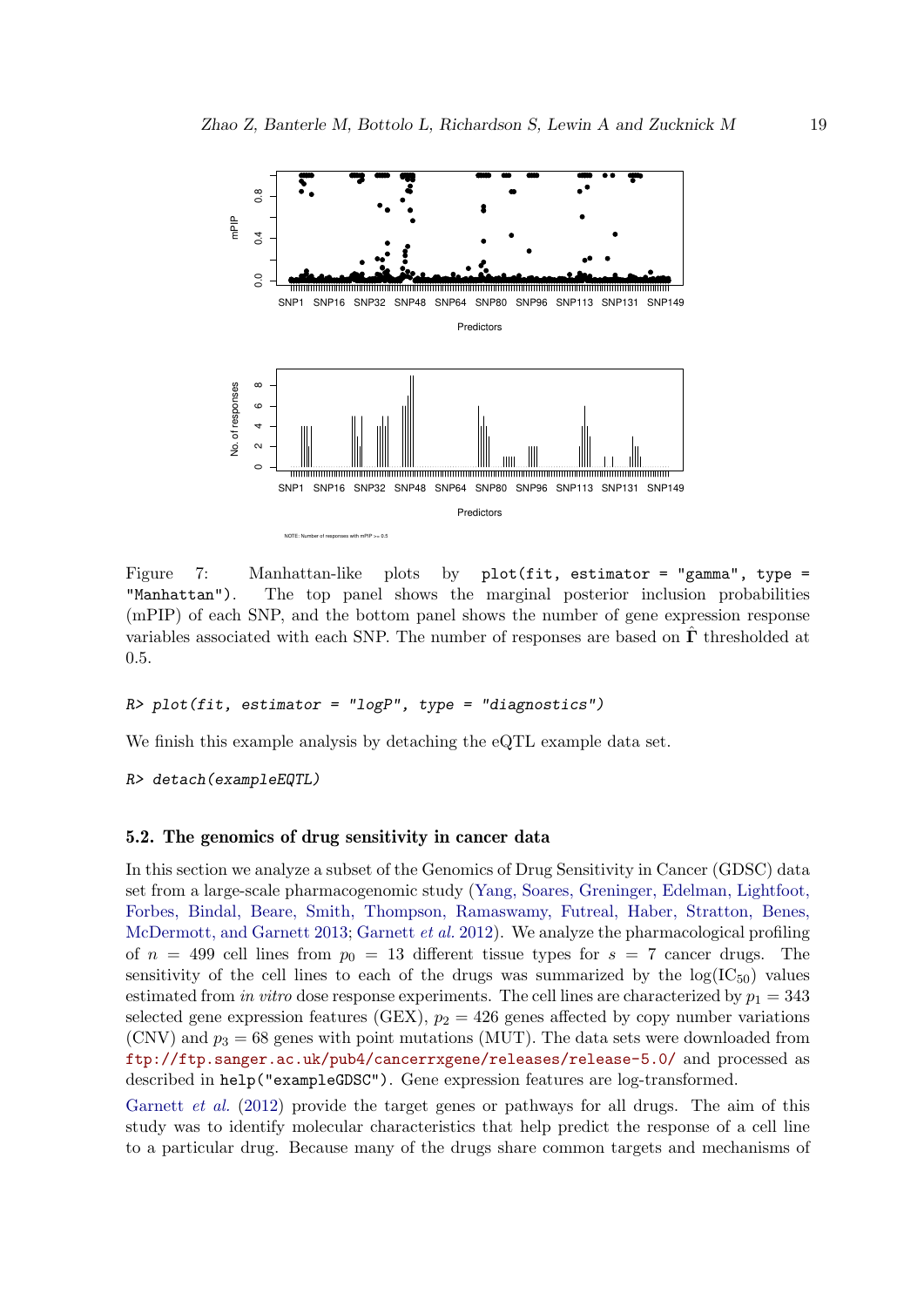Figure 7: Manhattan-like plots by `plot(fit, estimator = "gamma", type = "Manhattan")`. The top panel shows the marginal posterior inclusion probabilities (mPIP) of each SNP, and the bottom panel shows the number of gene expression response variables associated with each SNP. The number of responses are based on $\hat{\mathbf{\Gamma}}$ thresholded at 0.5.

```
R> plot(fit, estimator = "logP", type = "diagnostics")
```

We finish this example analysis by detaching the eQTL example data set.

```
R> detach(exampleEQTL)
```

### 5.2. The genomics of drug sensitivity in cancer data

In this section we analyze a subset of the Genomics of Drug Sensitivity in Cancer (GDSC) data set from a large-scale pharmacogenomic study (Yang, Soares, Greninger, Edelman, Lightfoot, Forbes, Bindal, Beare, Smith, Thompson, Ramaswamy, Futreal, Haber, Stratton, Benes, McDermott, and Garnett 2013; Garnett *et al.* 2012). We analyze the pharmacological profiling of $n = 499$ cell lines from $p_0 = 13$ different tissue types for $s = 7$ cancer drugs. The sensitivity of the cell lines to each of the drugs was summarized by the $\log(\text{IC}_{50})$ values estimated from *in vitro* dose response experiments. The cell lines are characterized by $p_1 = 343$ selected gene expression features (GEX), $p_2 = 426$ genes affected by copy number variations (CNV) and $p_3 = 68$ genes with point mutations (MUT). The data sets were downloaded from ftp://ftp.sanger.ac.uk/pub4/cancerrxgene/releases/release-5.0/ and processed as described in `help("exampleGDSC")`. Gene expression features are log-transformed.

Garnett *et al.* (2012) provide the target genes or pathways for all drugs. The aim of this study was to identify molecular characteristics that help predict the response of a cell line to a particular drug. Because many of the drugs share common targets and mechanisms of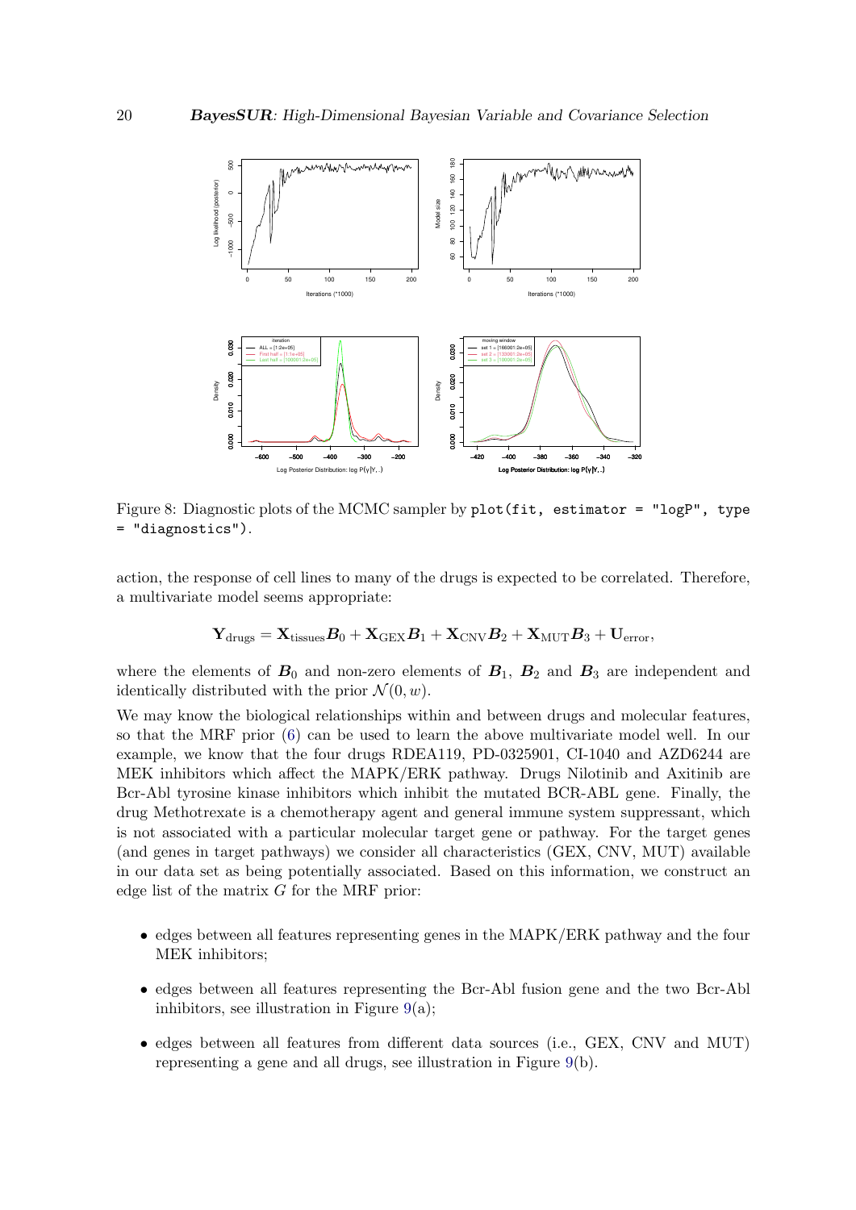Figure 8: Diagnostic plots of the MCMC sampler by `plot(fit, estimator = "logP", type = "diagnostics")`.

action, the response of cell lines to many of the drugs is expected to be correlated. Therefore, a multivariate model seems appropriate:

$$\mathbf{Y}_{\text{drugs}} = \mathbf{X}_{\text{tissues}}\boldsymbol{B}_0 + \mathbf{X}_{\text{GEX}}\boldsymbol{B}_1 + \mathbf{X}_{\text{CNV}}\boldsymbol{B}_2 + \mathbf{X}_{\text{MUT}}\boldsymbol{B}_3 + \mathbf{U}_{\text{error}},$$

where the elements of $\boldsymbol{B}_0$ and non-zero elements of $\boldsymbol{B}_1$, $\boldsymbol{B}_2$ and $\boldsymbol{B}_3$ are independent and identically distributed with the prior $\mathcal{N}(0, w)$.

We may know the biological relationships within and between drugs and molecular features, so that the MRF prior (6) can be used to learn the above multivariate model well. In our example, we know that the four drugs RDEA119, PD-0325901, CI-1040 and AZD6244 are MEK inhibitors which affect the MAPK/ERK pathway. Drugs Nilotinib and Axitinib are Bcr-Abl tyrosine kinase inhibitors which inhibit the mutated BCR-ABL gene. Finally, the drug Methotrexate is a chemotherapy agent and general immune system suppressant, which is not associated with a particular molecular target gene or pathway. For the target genes (and genes in target pathways) we consider all characteristics (GEX, CNV, MUT) available in our data set as being potentially associated. Based on this information, we construct an edge list of the matrix $G$ for the MRF prior:

- edges between all features representing genes in the MAPK/ERK pathway and the four MEK inhibitors;
- edges between all features representing the Bcr-Abl fusion gene and the two Bcr-Abl inhibitors, see illustration in Figure 9(a);
- edges between all features from different data sources (i.e., GEX, CNV and MUT) representing a gene and all drugs, see illustration in Figure 9(b).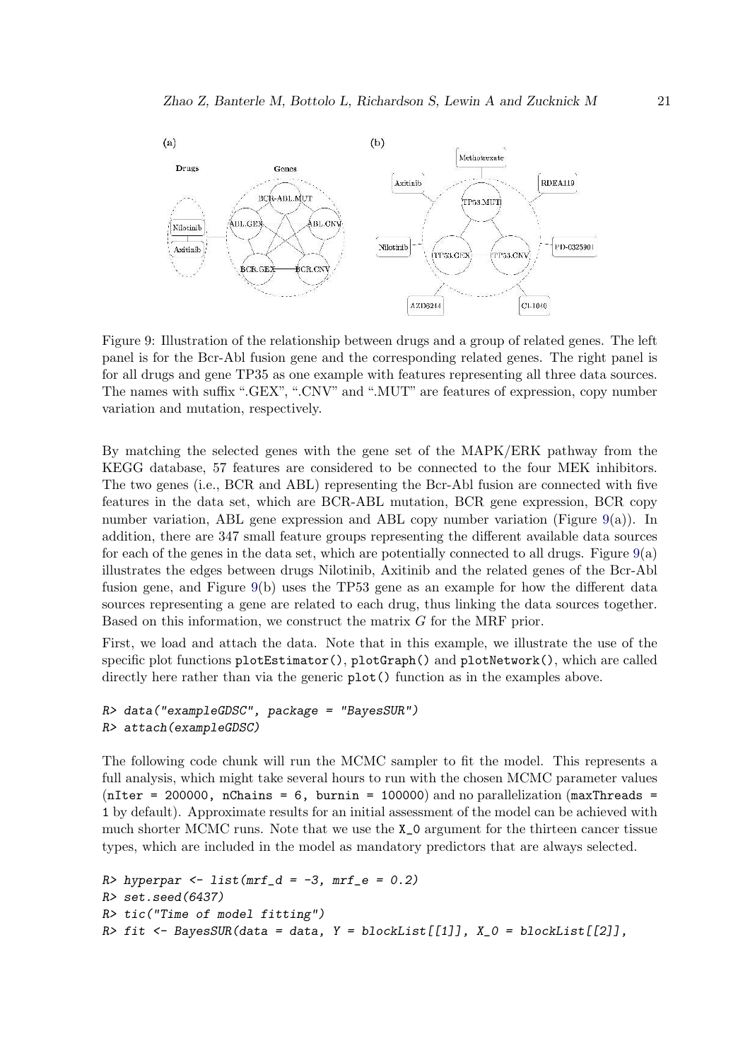Figure 9: Illustration of the relationship between drugs and a group of related genes. The left panel is for the Bcr-Abl fusion gene and the corresponding related genes. The right panel is for all drugs and gene TP35 as one example with features representing all three data sources. The names with suffix ".GEX", ".CNV" and ".MUT" are features of expression, copy number variation and mutation, respectively.

By matching the selected genes with the gene set of the MAPK/ERK pathway from the KEGG database, 57 features are considered to be connected to the four MEK inhibitors. The two genes (i.e., BCR and ABL) representing the Bcr-Abl fusion are connected with five features in the data set, which are BCR-ABL mutation, BCR gene expression, BCR copy number variation, ABL gene expression and ABL copy number variation (Figure 9(a)). In addition, there are 347 small feature groups representing the different available data sources for each of the genes in the data set, which are potentially connected to all drugs. Figure 9(a) illustrates the edges between drugs Nilotinib, Axitinib and the related genes of the Bcr-Abl fusion gene, and Figure 9(b) uses the TP53 gene as an example for how the different data sources representing a gene are related to each drug, thus linking the data sources together. Based on this information, we construct the matrix $G$ for the MRF prior.

First, we load and attach the data. Note that in this example, we illustrate the use of the specific plot functions `plotEstimator()`, `plotGraph()` and `plotNetwork()`, which are called directly here rather than via the generic `plot()` function as in the examples above.

```
R> data("exampleGDSC", package = "BayesSUR")
R> attach(exampleGDSC)
```

The following code chunk will run the MCMC sampler to fit the model. This represents a full analysis, which might take several hours to run with the chosen MCMC parameter values (`nIter = 200000, nChains = 6, burnin = 100000`) and no parallelization (`maxThreads = 1` by default). Approximate results for an initial assessment of the model can be achieved with much shorter MCMC runs. Note that we use the `X_0` argument for the thirteen cancer tissue types, which are included in the model as mandatory predictors that are always selected.

```
R> hyperpar <- list(mrf_d = -3, mrf_e = 0.2)
R> set.seed(6437)
R> tic("Time of model fitting")
R> fit <- BayesSUR(data = data, Y = blockList[[1]], X_0 = blockList[[2]],
```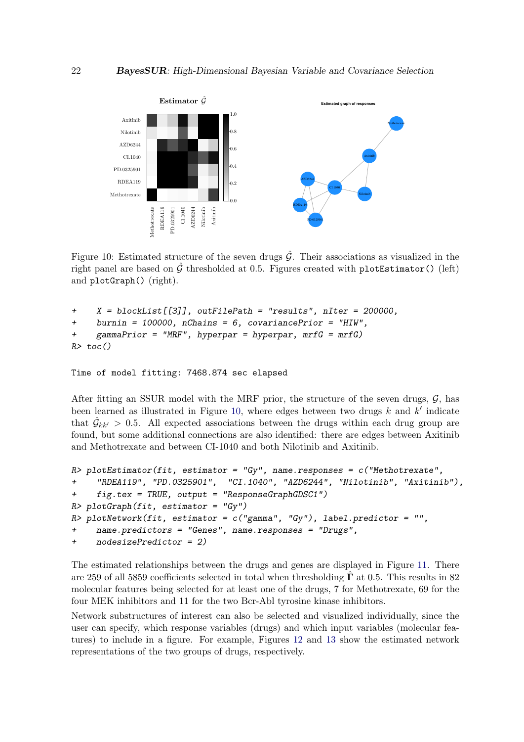Figure 10: Estimated structure of the seven drugs $\hat{\mathcal{G}}$. Their associations as visualized in the right panel are based on $\hat{\mathcal{G}}$ thresholded at 0.5. Figures created with `plotEstimator()` (left) and `plotGraph()` (right).

```
+     X = blockList[[3]], outFilePath = "results", nIter = 200000,
+     burnin = 100000, nChains = 6, covariancePrior = "HIW",
+     gammaPrior = "MRF", hyperpar = hyperpar, mrfG = mrfG)
R> toc()

Time of model fitting: 7468.874 sec elapsed
```

After fitting an SSUR model with the MRF prior, the structure of the seven drugs, $\mathcal{G}$, has been learned as illustrated in Figure 10, where edges between two drugs $k$ and $k'$ indicate that $\hat{\mathcal{G}}_{kk'} > 0.5$. All expected associations between the drugs within each drug group are found, but some additional connections are also identified: there are edges between Axitinib and Methotrexate and between CI-1040 and both Nilotinib and Axitinib.

```
R> plotEstimator(fit, estimator = "Gy", name.responses = c("Methotrexate",
+     "RDEA119", "PD.0325901",  "CI.1040", "AZD6244", "Nilotinib", "Axitinib"),
+     fig.tex = TRUE, output = "ResponseGraphGDSC1")
R> plotGraph(fit, estimator = "Gy")
R> plotNetwork(fit, estimator = c("gamma", "Gy"), label.predictor = "",
+     name.predictors = "Genes", name.responses = "Drugs",
+     nodesizePredictor = 2)
```

The estimated relationships between the drugs and genes are displayed in Figure 11. There are 259 of all 5859 coefficients selected in total when thresholding $\hat{\mathbf{\Gamma}}$ at 0.5. This results in 82 molecular features being selected for at least one of the drugs, 7 for Methotrexate, 69 for the four MEK inhibitors and 11 for the two Bcr-Abl tyrosine kinase inhibitors.

Network substructures of interest can also be selected and visualized individually, since the user can specify, which response variables (drugs) and which input variables (molecular features) to include in a figure. For example, Figures 12 and 13 show the estimated network representations of the two groups of drugs, respectively.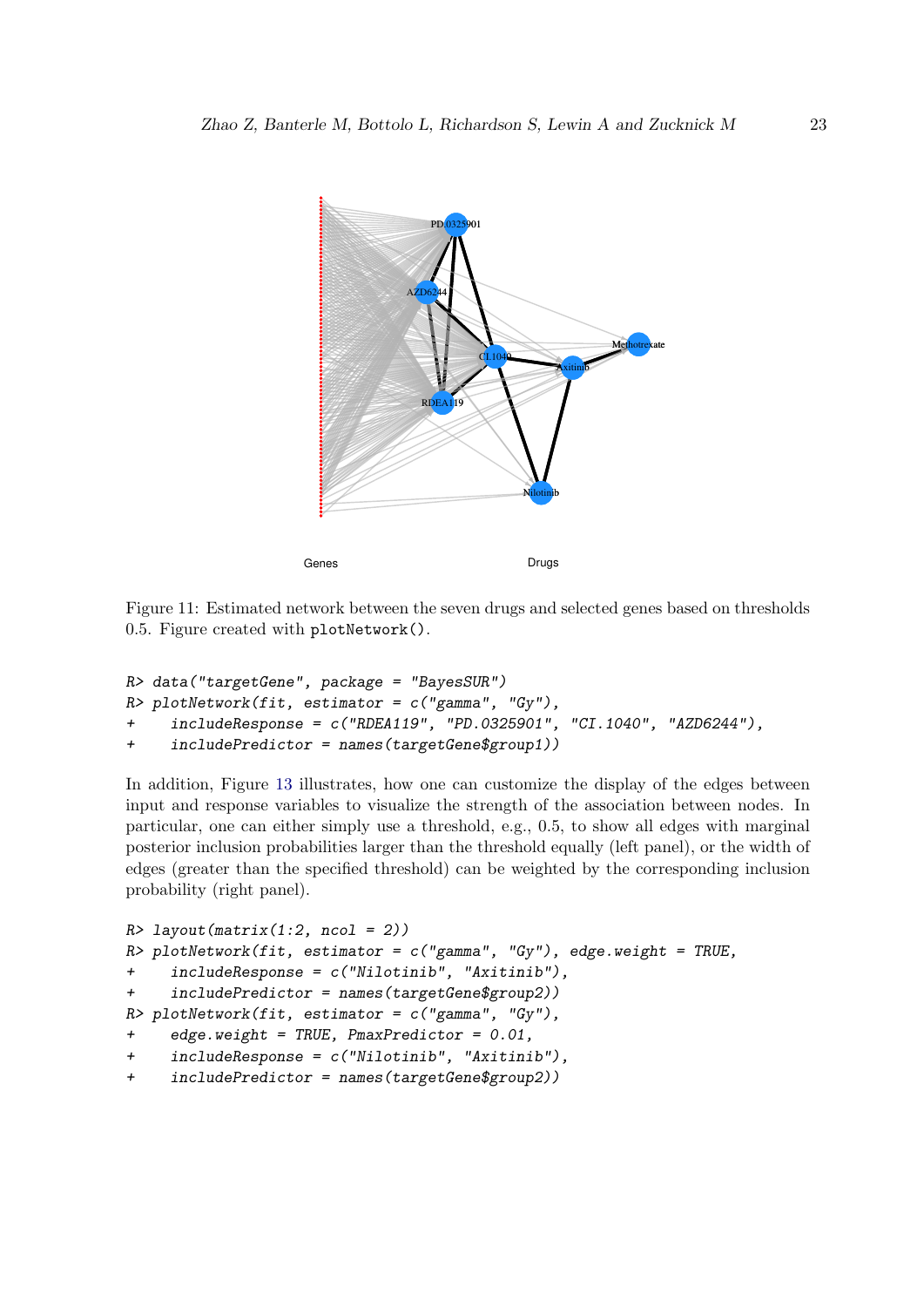Figure 11: Estimated network between the seven drugs and selected genes based on thresholds 0.5. Figure created with `plotNetwork()`.

```
R> data("targetGene", package = "BayesSUR")
R> plotNetwork(fit, estimator = c("gamma", "Gy"),
+    includeResponse = c("RDEA119", "PD.0325901", "CI.1040", "AZD6244"),
+    includePredictor = names(targetGene$group1))
```

In addition, Figure 13 illustrates, how one can customize the display of the edges between input and response variables to visualize the strength of the association between nodes. In particular, one can either simply use a threshold, e.g., 0.5, to show all edges with marginal posterior inclusion probabilities larger than the threshold equally (left panel), or the width of edges (greater than the specified threshold) can be weighted by the corresponding inclusion probability (right panel).

```
R> layout(matrix(1:2, ncol = 2))
R> plotNetwork(fit, estimator = c("gamma", "Gy"), edge.weight = TRUE,
+    includeResponse = c("Nilotinib", "Axitinib"),
+    includePredictor = names(targetGene$group2))
R> plotNetwork(fit, estimator = c("gamma", "Gy"),
+    edge.weight = TRUE, PmaxPredictor = 0.01,
+    includeResponse = c("Nilotinib", "Axitinib"),
+    includePredictor = names(targetGene$group2))
```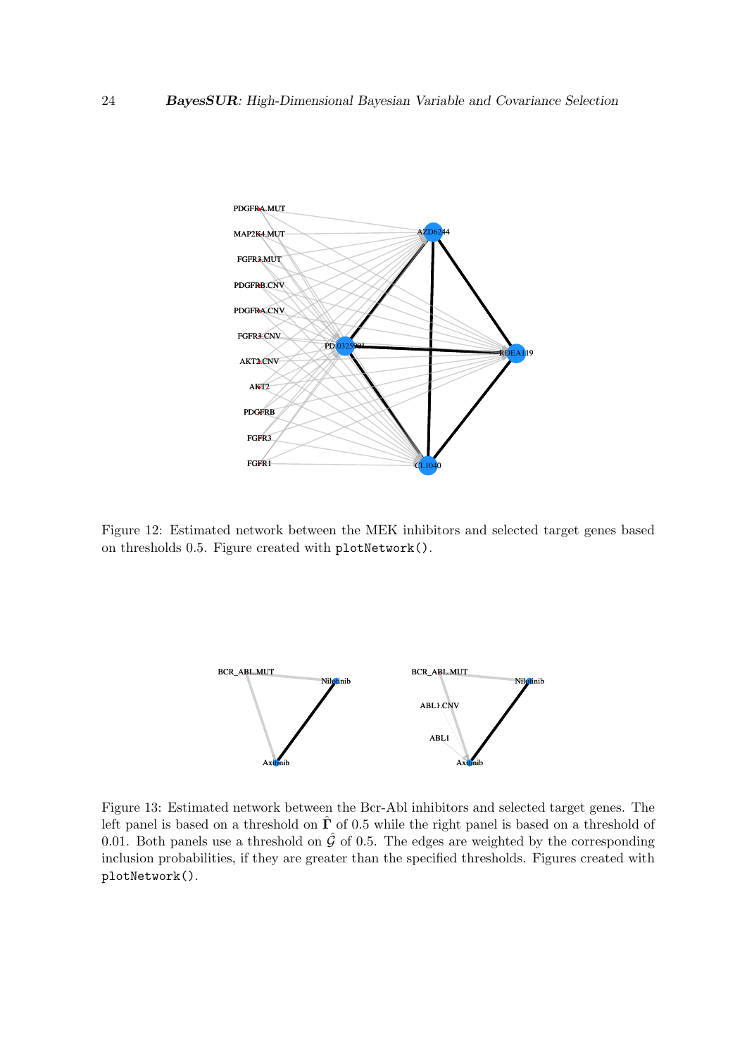Figure 12: Estimated network between the MEK inhibitors and selected target genes based on thresholds 0.5. Figure created with `plotNetwork()`.

Figure 13: Estimated network between the Bcr-Abl inhibitors and selected target genes. The left panel is based on a threshold on $\hat{\mathbf{\Gamma}}$ of 0.5 while the right panel is based on a threshold of 0.01. Both panels use a threshold on $\hat{\mathcal{G}}$ of 0.5. The edges are weighted by the corresponding inclusion probabilities, if they are greater than the specified thresholds. Figures created with `plotNetwork()`.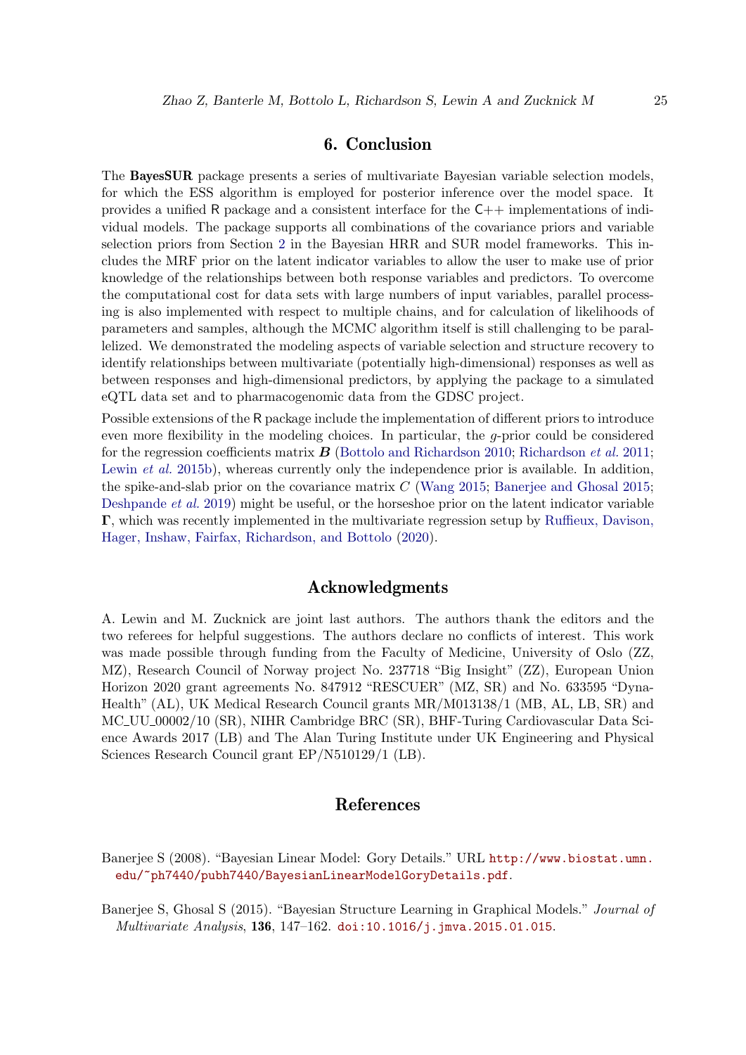# 6. Conclusion

The **BayesSUR** package presents a series of multivariate Bayesian variable selection models, for which the ESS algorithm is employed for posterior inference over the model space. It provides a unified R package and a consistent interface for the C++ implementations of individual models. The package supports all combinations of the covariance priors and variable selection priors from Section 2 in the Bayesian HRR and SUR model frameworks. This includes the MRF prior on the latent indicator variables to allow the user to make use of prior knowledge of the relationships between both response variables and predictors. To overcome the computational cost for data sets with large numbers of input variables, parallel processing is also implemented with respect to multiple chains, and for calculation of likelihoods of parameters and samples, although the MCMC algorithm itself is still challenging to be parallelized. We demonstrated the modeling aspects of variable selection and structure recovery to identify relationships between multivariate (potentially high-dimensional) responses as well as between responses and high-dimensional predictors, by applying the package to a simulated eQTL data set and to pharmacogenomic data from the GDSC project.

Possible extensions of the R package include the implementation of different priors to introduce even more flexibility in the modeling choices. In particular, the $g$-prior could be considered for the regression coefficients matrix $\boldsymbol{B}$ (Bottolo and Richardson 2010; Richardson *et al.* 2011; Lewin *et al.* 2015b), whereas currently only the independence prior is available. In addition, the spike-and-slab prior on the covariance matrix $C$ (Wang 2015; Banerjee and Ghosal 2015; Deshpande *et al.* 2019) might be useful, or the horseshoe prior on the latent indicator variable $\boldsymbol{\Gamma}$, which was recently implemented in the multivariate regression setup by Ruffieux, Davison, Hager, Inshaw, Fairfax, Richardson, and Bottolo (2020).

# Acknowledgments

A. Lewin and M. Zucknick are joint last authors. The authors thank the editors and the two referees for helpful suggestions. The authors declare no conflicts of interest. This work was made possible through funding from the Faculty of Medicine, University of Oslo (ZZ, MZ), Research Council of Norway project No. 237718 "Big Insight" (ZZ), European Union Horizon 2020 grant agreements No. 847912 "RESCUER" (MZ, SR) and No. 633595 "DynaHealth" (AL), UK Medical Research Council grants MR/M013138/1 (MB, AL, LB, SR) and MC_UU_00002/10 (SR), NIHR Cambridge BRC (SR), BHF-Turing Cardiovascular Data Science Awards 2017 (LB) and The Alan Turing Institute under UK Engineering and Physical Sciences Research Council grant EP/N510129/1 (LB).

# References

Banerjee S (2008). "Bayesian Linear Model: Gory Details." URL http://www.biostat.umn.edu/~ph7440/pubh7440/BayesianLinearModelGoryDetails.pdf.

Banerjee S, Ghosal S (2015). "Bayesian Structure Learning in Graphical Models." *Journal of Multivariate Analysis*, **136**, 147–162. doi:10.1016/j.jmva.2015.01.015.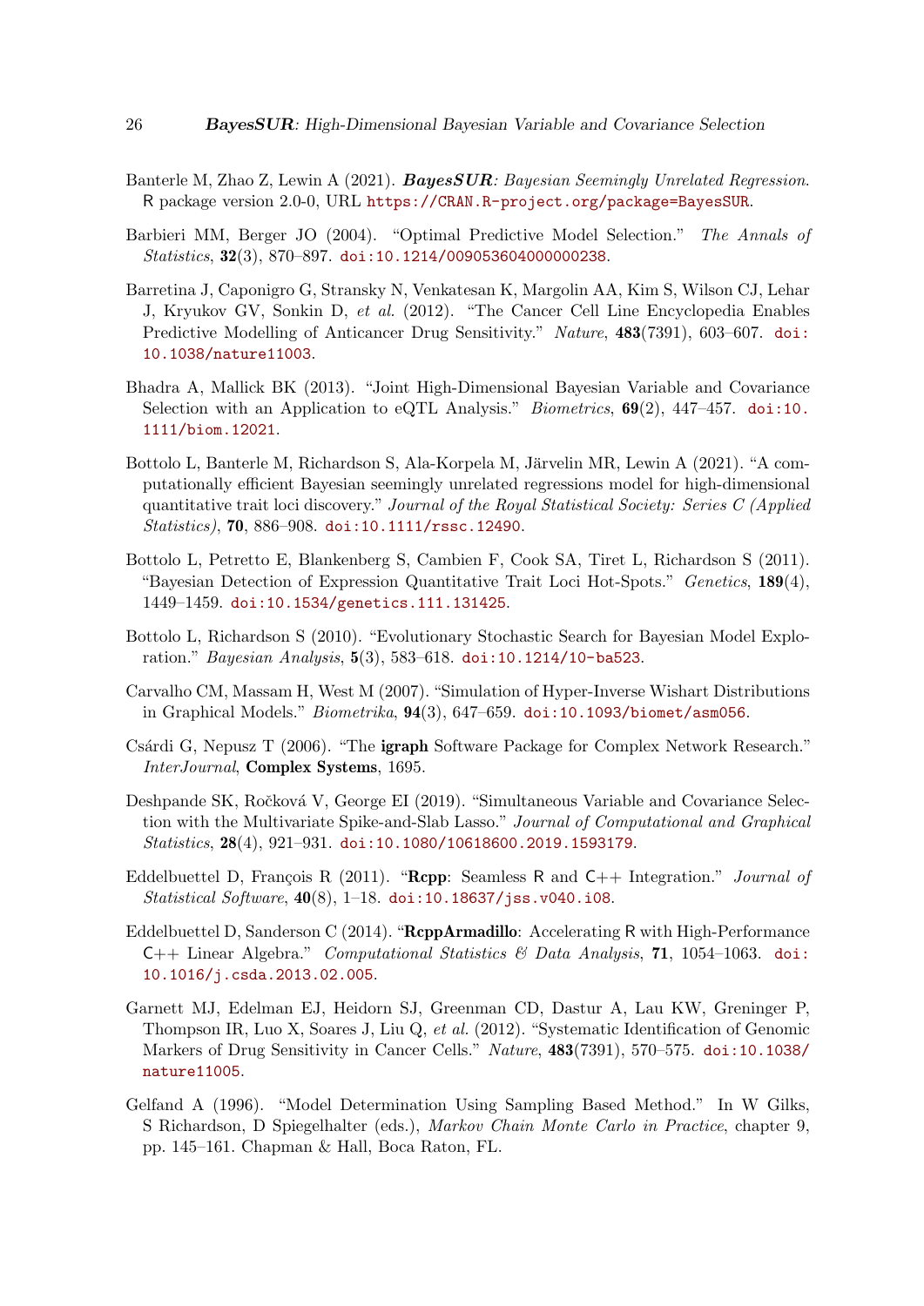Banterle M, Zhao Z, Lewin A (2021). ***BayesSUR**: Bayesian Seemingly Unrelated Regression*. R package version 2.0-0, URL https://CRAN.R-project.org/package=BayesSUR.

Barbieri MM, Berger JO (2004). "Optimal Predictive Model Selection." *The Annals of Statistics*, **32**(3), 870–897. doi:10.1214/009053604000000238.

Barretina J, Caponigro G, Stransky N, Venkatesan K, Margolin AA, Kim S, Wilson CJ, Lehar J, Kryukov GV, Sonkin D, *et al.* (2012). "The Cancer Cell Line Encyclopedia Enables Predictive Modelling of Anticancer Drug Sensitivity." *Nature*, **483**(7391), 603–607. doi:10.1038/nature11003.

Bhadra A, Mallick BK (2013). "Joint High-Dimensional Bayesian Variable and Covariance Selection with an Application to eQTL Analysis." *Biometrics*, **69**(2), 447–457. doi:10.1111/biom.12021.

Bottolo L, Banterle M, Richardson S, Ala-Korpela M, Järvelin MR, Lewin A (2021). "A computationally efficient Bayesian seemingly unrelated regressions model for high-dimensional quantitative trait loci discovery." *Journal of the Royal Statistical Society: Series C (Applied Statistics)*, **70**, 886–908. doi:10.1111/rssc.12490.

Bottolo L, Petretto E, Blankenberg S, Cambien F, Cook SA, Tiret L, Richardson S (2011). "Bayesian Detection of Expression Quantitative Trait Loci Hot-Spots." *Genetics*, **189**(4), 1449–1459. doi:10.1534/genetics.111.131425.

Bottolo L, Richardson S (2010). "Evolutionary Stochastic Search for Bayesian Model Exploration." *Bayesian Analysis*, **5**(3), 583–618. doi:10.1214/10-ba523.

Carvalho CM, Massam H, West M (2007). "Simulation of Hyper-Inverse Wishart Distributions in Graphical Models." *Biometrika*, **94**(3), 647–659. doi:10.1093/biomet/asm056.

Csárdi G, Nepusz T (2006). "The **igraph** Software Package for Complex Network Research." *InterJournal*, **Complex Systems**, 1695.

Deshpande SK, Ročková V, George EI (2019). "Simultaneous Variable and Covariance Selection with the Multivariate Spike-and-Slab Lasso." *Journal of Computational and Graphical Statistics*, **28**(4), 921–931. doi:10.1080/10618600.2019.1593179.

Eddelbuettel D, François R (2011). "**Rcpp**: Seamless R and C++ Integration." *Journal of Statistical Software*, **40**(8), 1–18. doi:10.18637/jss.v040.i08.

Eddelbuettel D, Sanderson C (2014). "**RcppArmadillo**: Accelerating R with High-Performance C++ Linear Algebra." *Computational Statistics & Data Analysis*, **71**, 1054–1063. doi:10.1016/j.csda.2013.02.005.

Garnett MJ, Edelman EJ, Heidorn SJ, Greenman CD, Dastur A, Lau KW, Greninger P, Thompson IR, Luo X, Soares J, Liu Q, *et al.* (2012). "Systematic Identification of Genomic Markers of Drug Sensitivity in Cancer Cells." *Nature*, **483**(7391), 570–575. doi:10.1038/nature11005.

Gelfand A (1996). "Model Determination Using Sampling Based Method." In W Gilks, S Richardson, D Spiegelhalter (eds.), *Markov Chain Monte Carlo in Practice*, chapter 9, pp. 145–161. Chapman & Hall, Boca Raton, FL.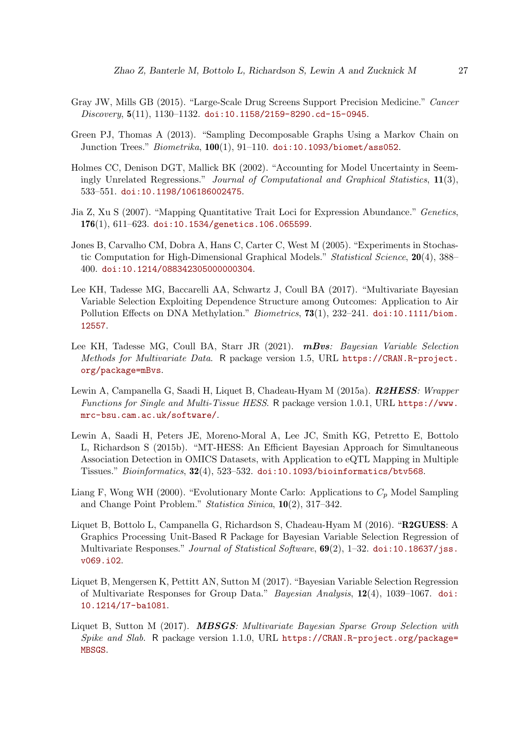Gray JW, Mills GB (2015). "Large-Scale Drug Screens Support Precision Medicine." *Cancer Discovery*, **5**(11), 1130–1132. doi:10.1158/2159-8290.cd-15-0945.

Green PJ, Thomas A (2013). "Sampling Decomposable Graphs Using a Markov Chain on Junction Trees." *Biometrika*, **100**(1), 91–110. doi:10.1093/biomet/ass052.

Holmes CC, Denison DGT, Mallick BK (2002). "Accounting for Model Uncertainty in Seemingly Unrelated Regressions." *Journal of Computational and Graphical Statistics*, **11**(3), 533–551. doi:10.1198/106186002475.

Jia Z, Xu S (2007). "Mapping Quantitative Trait Loci for Expression Abundance." *Genetics*, **176**(1), 611–623. doi:10.1534/genetics.106.065599.

Jones B, Carvalho CM, Dobra A, Hans C, Carter C, West M (2005). "Experiments in Stochastic Computation for High-Dimensional Graphical Models." *Statistical Science*, **20**(4), 388–400. doi:10.1214/088342305000000304.

Lee KH, Tadesse MG, Baccarelli AA, Schwartz J, Coull BA (2017). "Multivariate Bayesian Variable Selection Exploiting Dependence Structure among Outcomes: Application to Air Pollution Effects on DNA Methylation." *Biometrics*, **73**(1), 232–241. doi:10.1111/biom.12557.

Lee KH, Tadesse MG, Coull BA, Starr JR (2021). ***mBvs**: Bayesian Variable Selection Methods for Multivariate Data*. R package version 1.5, URL https://CRAN.R-project.org/package=mBvs.

Lewin A, Campanella G, Saadi H, Liquet B, Chadeau-Hyam M (2015a). ***R2HESS**: Wrapper Functions for Single and Multi-Tissue HESS*. R package version 1.0.1, URL https://www.mrc-bsu.cam.ac.uk/software/.

Lewin A, Saadi H, Peters JE, Moreno-Moral A, Lee JC, Smith KG, Petretto E, Bottolo L, Richardson S (2015b). "MT-HESS: An Efficient Bayesian Approach for Simultaneous Association Detection in OMICS Datasets, with Application to eQTL Mapping in Multiple Tissues." *Bioinformatics*, **32**(4), 523–532. doi:10.1093/bioinformatics/btv568.

Liang F, Wong WH (2000). "Evolutionary Monte Carlo: Applications to $C_p$ Model Sampling and Change Point Problem." *Statistica Sinica*, **10**(2), 317–342.

Liquet B, Bottolo L, Campanella G, Richardson S, Chadeau-Hyam M (2016). "**R2GUESS**: A Graphics Processing Unit-Based R Package for Bayesian Variable Selection Regression of Multivariate Responses." *Journal of Statistical Software*, **69**(2), 1–32. doi:10.18637/jss.v069.i02.

Liquet B, Mengersen K, Pettitt AN, Sutton M (2017). "Bayesian Variable Selection Regression of Multivariate Responses for Group Data." *Bayesian Analysis*, **12**(4), 1039–1067. doi:10.1214/17-ba1081.

Liquet B, Sutton M (2017). ***MBSGS**: Multivariate Bayesian Sparse Group Selection with Spike and Slab*. R package version 1.1.0, URL https://CRAN.R-project.org/package=MBSGS.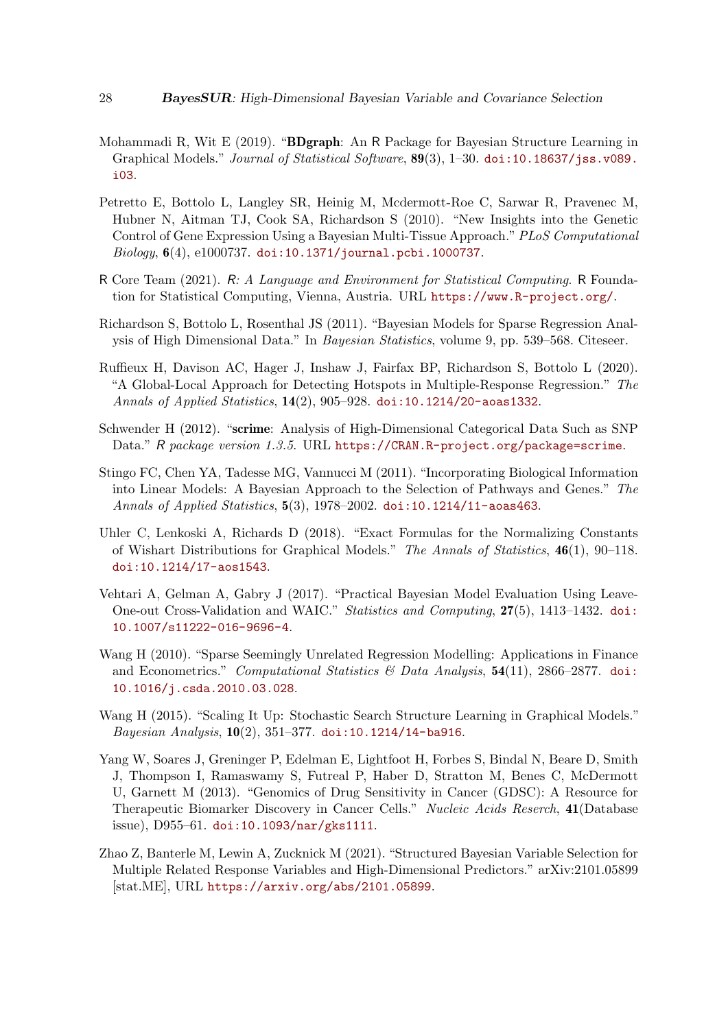Mohammadi R, Wit E (2019). "**BDgraph**: An R Package for Bayesian Structure Learning in Graphical Models." *Journal of Statistical Software*, **89**(3), 1–30. doi:10.18637/jss.v089.i03.

Petretto E, Bottolo L, Langley SR, Heinig M, Mcdermott-Roe C, Sarwar R, Pravenec M, Hubner N, Aitman TJ, Cook SA, Richardson S (2010). "New Insights into the Genetic Control of Gene Expression Using a Bayesian Multi-Tissue Approach." *PLoS Computational Biology*, **6**(4), e1000737. doi:10.1371/journal.pcbi.1000737.

R Core Team (2021). *R: A Language and Environment for Statistical Computing*. R Foundation for Statistical Computing, Vienna, Austria. URL https://www.R-project.org/.

Richardson S, Bottolo L, Rosenthal JS (2011). "Bayesian Models for Sparse Regression Analysis of High Dimensional Data." In *Bayesian Statistics*, volume 9, pp. 539–568. Citeseer.

Ruffieux H, Davison AC, Hager J, Inshaw J, Fairfax BP, Richardson S, Bottolo L (2020). "A Global-Local Approach for Detecting Hotspots in Multiple-Response Regression." *The Annals of Applied Statistics*, **14**(2), 905–928. doi:10.1214/20-aoas1332.

Schwender H (2012). "**scrime**: Analysis of High-Dimensional Categorical Data Such as SNP Data." *R package version 1.3.5*. URL https://CRAN.R-project.org/package=scrime.

Stingo FC, Chen YA, Tadesse MG, Vannucci M (2011). "Incorporating Biological Information into Linear Models: A Bayesian Approach to the Selection of Pathways and Genes." *The Annals of Applied Statistics*, **5**(3), 1978–2002. doi:10.1214/11-aoas463.

Uhler C, Lenkoski A, Richards D (2018). "Exact Formulas for the Normalizing Constants of Wishart Distributions for Graphical Models." *The Annals of Statistics*, **46**(1), 90–118. doi:10.1214/17-aos1543.

Vehtari A, Gelman A, Gabry J (2017). "Practical Bayesian Model Evaluation Using Leave-One-out Cross-Validation and WAIC." *Statistics and Computing*, **27**(5), 1413–1432. doi:10.1007/s11222-016-9696-4.

Wang H (2010). "Sparse Seemingly Unrelated Regression Modelling: Applications in Finance and Econometrics." *Computational Statistics & Data Analysis*, **54**(11), 2866–2877. doi:10.1016/j.csda.2010.03.028.

Wang H (2015). "Scaling It Up: Stochastic Search Structure Learning in Graphical Models." *Bayesian Analysis*, **10**(2), 351–377. doi:10.1214/14-ba916.

Yang W, Soares J, Greninger P, Edelman E, Lightfoot H, Forbes S, Bindal N, Beare D, Smith J, Thompson I, Ramaswamy S, Futreal P, Haber D, Stratton M, Benes C, McDermott U, Garnett M (2013). "Genomics of Drug Sensitivity in Cancer (GDSC): A Resource for Therapeutic Biomarker Discovery in Cancer Cells." *Nucleic Acids Reserch*, **41**(Database issue), D955–61. doi:10.1093/nar/gks1111.

Zhao Z, Banterle M, Lewin A, Zucknick M (2021). "Structured Bayesian Variable Selection for Multiple Related Response Variables and High-Dimensional Predictors." arXiv:2101.05899 [stat.ME], URL https://arxiv.org/abs/2101.05899.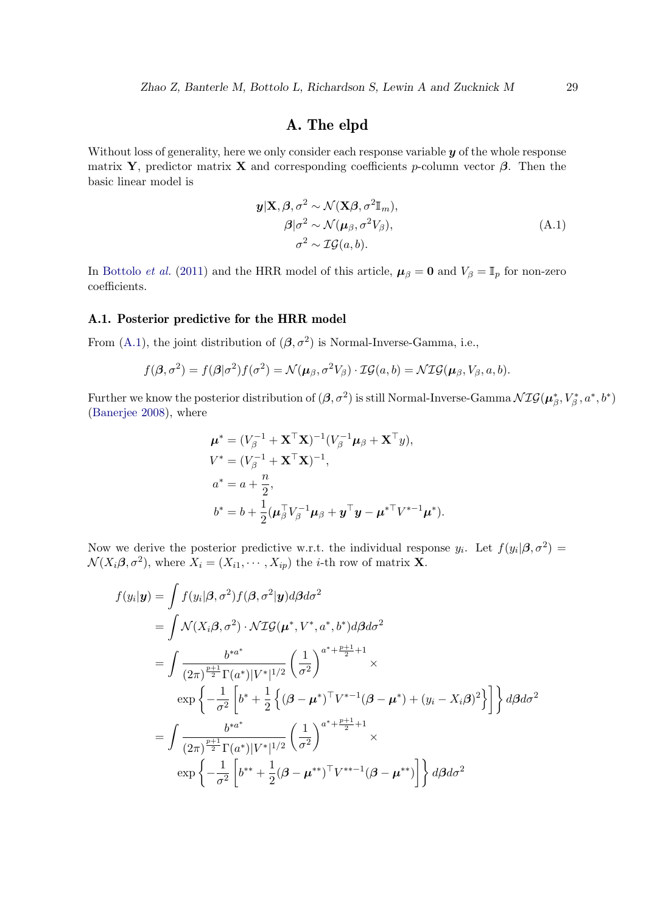# A. The elpd

Without loss of generality, here we only consider each response variable $\boldsymbol{y}$ of the whole response matrix $\mathbf{Y}$, predictor matrix $\mathbf{X}$ and corresponding coefficients $p$-column vector $\boldsymbol{\beta}$. Then the basic linear model is

$$
\begin{aligned}
\boldsymbol{y}|\mathbf{X}, \boldsymbol{\beta}, \sigma^2 &\sim \mathcal{N}(\mathbf{X}\boldsymbol{\beta}, \sigma^2 \mathbb{I}_m), \\
\boldsymbol{\beta}|\sigma^2 &\sim \mathcal{N}(\boldsymbol{\mu}_\beta, \sigma^2 V_\beta), \\
\sigma^2 &\sim \mathcal{IG}(a, b).
\end{aligned}
\tag{A.1}
$$

In Bottolo *et al.* (2011) and the HRR model of this article, $\boldsymbol{\mu}_\beta = \mathbf{0}$ and $V_\beta = \mathbb{I}_p$ for non-zero coefficients.

### A.1. Posterior predictive for the HRR model

From (A.1), the joint distribution of $(\boldsymbol{\beta}, \sigma^2)$ is Normal-Inverse-Gamma, i.e.,

$$
f(\boldsymbol{\beta}, \sigma^2) = f(\boldsymbol{\beta}|\sigma^2) f(\sigma^2) = \mathcal{N}(\boldsymbol{\mu}_\beta, \sigma^2 V_\beta) \cdot \mathcal{IG}(a, b) = \mathcal{NIG}(\boldsymbol{\mu}_\beta, V_\beta, a, b).
$$

Further we know the posterior distribution of $(\boldsymbol{\beta}, \sigma^2)$ is still Normal-Inverse-Gamma $\mathcal{NIG}(\boldsymbol{\mu}_\beta^*, V_\beta^*, a^*, b^*)$ (Banerjee 2008), where

$$
\begin{aligned}
\boldsymbol{\mu}^* &= (V_\beta^{-1} + \mathbf{X}^\top \mathbf{X})^{-1} (V_\beta^{-1} \boldsymbol{\mu}_\beta + \mathbf{X}^\top y), \\
V^* &= (V_\beta^{-1} + \mathbf{X}^\top \mathbf{X})^{-1}, \\
a^* &= a + \frac{n}{2}, \\
b^* &= b + \frac{1}{2}(\boldsymbol{\mu}_\beta^\top V_\beta^{-1} \boldsymbol{\mu}_\beta + \boldsymbol{y}^\top \boldsymbol{y} - \boldsymbol{\mu}^{*\top} V^{*-1} \boldsymbol{\mu}^*).
\end{aligned}
$$

Now we derive the posterior predictive w.r.t. the individual response $y_i$. Let $f(y_i|\boldsymbol{\beta}, \sigma^2) = \mathcal{N}(X_i \boldsymbol{\beta}, \sigma^2)$, where $X_i = (X_{i1}, \cdots, X_{ip})$ the $i$-th row of matrix $\mathbf{X}$.

$$
\begin{aligned}
f(y_i|\boldsymbol{y}) &= \int f(y_i|\boldsymbol{\beta}, \sigma^2) f(\boldsymbol{\beta}, \sigma^2|\boldsymbol{y}) d\boldsymbol{\beta} d\sigma^2 \\
&= \int \mathcal{N}(X_i \boldsymbol{\beta}, \sigma^2) \cdot \mathcal{NIG}(\boldsymbol{\mu}^*, V^*, a^*, b^*) d\boldsymbol{\beta} d\sigma^2 \\
&= \int \frac{b^{*a^*}}{(2\pi)^{\frac{p+1}{2}} \Gamma(a^*) |V^*|^{1/2}} \left(\frac{1}{\sigma^2}\right)^{a^* + \frac{p+1}{2} + 1} \times \\
&\qquad \exp\left\{ -\frac{1}{\sigma^2} \left[ b^* + \frac{1}{2} \left\{ (\boldsymbol{\beta} - \boldsymbol{\mu}^*)^\top V^{*-1} (\boldsymbol{\beta} - \boldsymbol{\mu}^*) + (y_i - X_i \boldsymbol{\beta})^2 \right\} \right] \right\} d\boldsymbol{\beta} d\sigma^2 \\
&= \int \frac{b^{*a^*}}{(2\pi)^{\frac{p+1}{2}} \Gamma(a^*) |V^*|^{1/2}} \left(\frac{1}{\sigma^2}\right)^{a^* + \frac{p+1}{2} + 1} \times \\
&\qquad \exp\left\{ -\frac{1}{\sigma^2} \left[ b^{**} + \frac{1}{2} (\boldsymbol{\beta} - \boldsymbol{\mu}^{**})^\top V^{**-1} (\boldsymbol{\beta} - \boldsymbol{\mu}^{**}) \right] \right\} d\boldsymbol{\beta} d\sigma^2
\end{aligned}
$$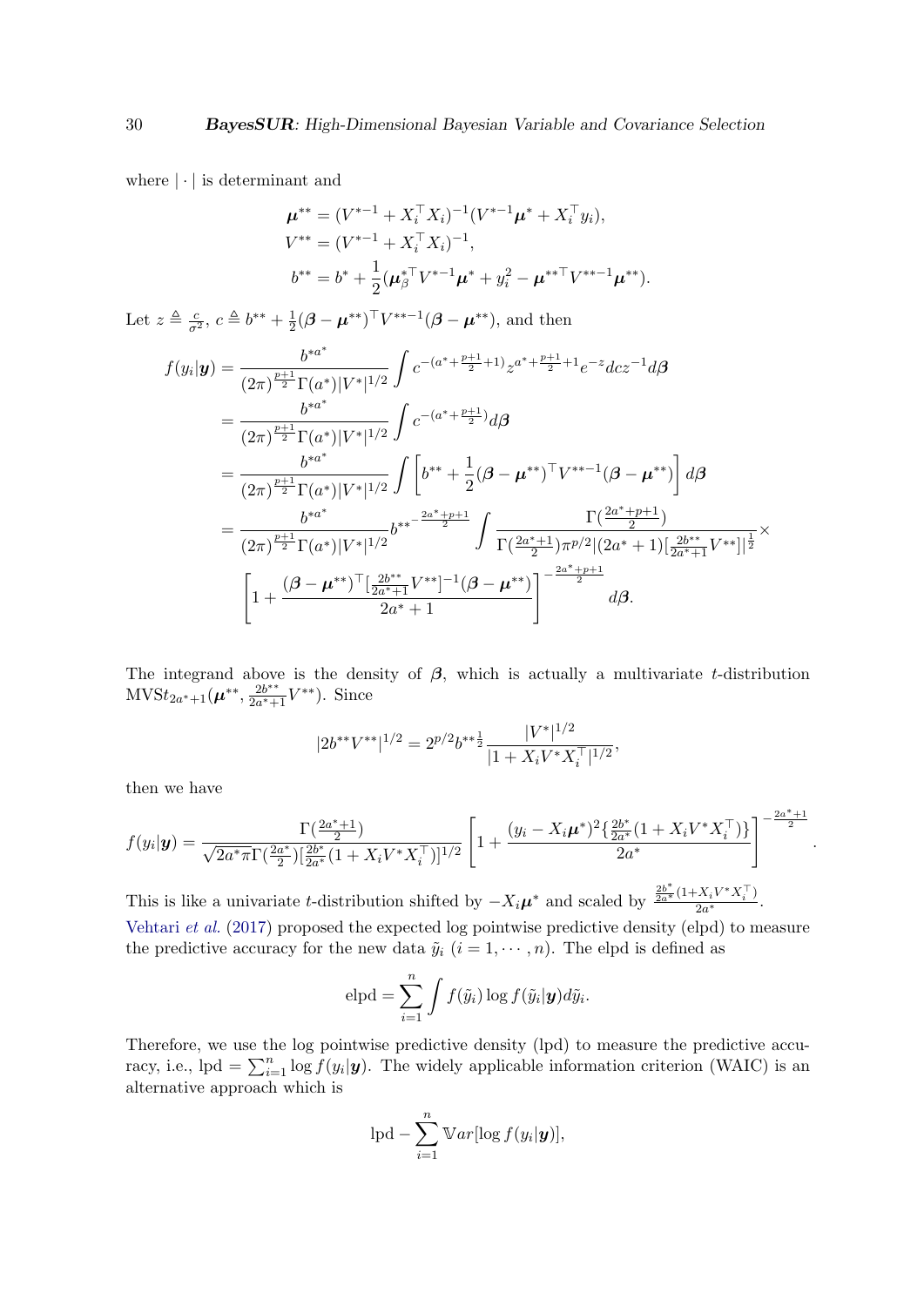where $|\cdot|$ is determinant and

$$
\begin{aligned}
\boldsymbol{\mu}^{**} &= (V^{*-1} + X_i^\top X_i)^{-1}(V^{*-1}\boldsymbol{\mu}^* + X_i^\top y_i),\\
V^{**} &= (V^{*-1} + X_i^\top X_i)^{-1},\\
b^{**} &= b^* + \frac{1}{2}(\boldsymbol{\mu}_\beta^{*\top} V^{*-1}\boldsymbol{\mu}^* + y_i^2 - \boldsymbol{\mu}^{**\top} V^{**-1}\boldsymbol{\mu}^{**}).
\end{aligned}
$$

Let $z \triangleq \frac{c}{\sigma^2}$, $c \triangleq b^{**} + \frac{1}{2}(\boldsymbol{\beta} - \boldsymbol{\mu}^{**})^\top V^{**-1}(\boldsymbol{\beta} - \boldsymbol{\mu}^{**})$, and then

$$
\begin{aligned}
f(y_i|\boldsymbol{y}) &= \frac{b^{*a^*}}{(2\pi)^{\frac{p+1}{2}}\Gamma(a^*)|V^*|^{1/2}} \int c^{-(a^* + \frac{p+1}{2}+1)} z^{a^* + \frac{p+1}{2}+1} e^{-z} dc z^{-1} d\boldsymbol{\beta}\\
&= \frac{b^{*a^*}}{(2\pi)^{\frac{p+1}{2}}\Gamma(a^*)|V^*|^{1/2}} \int c^{-(a^* + \frac{p+1}{2})} d\boldsymbol{\beta}\\
&= \frac{b^{*a^*}}{(2\pi)^{\frac{p+1}{2}}\Gamma(a^*)|V^*|^{1/2}} \int \left[ b^{**} + \frac{1}{2}(\boldsymbol{\beta} - \boldsymbol{\mu}^{**})^\top V^{**-1}(\boldsymbol{\beta} - \boldsymbol{\mu}^{**}) \right] d\boldsymbol{\beta}\\
&= \frac{b^{*a^*}}{(2\pi)^{\frac{p+1}{2}}\Gamma(a^*)|V^*|^{1/2}} b^{**^{-\frac{2a^*+p+1}{2}}} \int \frac{\Gamma(\frac{2a^*+p+1}{2})}{\Gamma(\frac{2a^*+1}{2})\pi^{p/2}|(2a^*+1)[\frac{2b^{**}}{2a^*+1}V^{**}]|^{\frac{1}{2}}} \times \\
&\quad \left[ 1 + \frac{(\boldsymbol{\beta} - \boldsymbol{\mu}^{**})^\top [\frac{2b^{**}}{2a^*+1}V^{**}]^{-1}(\boldsymbol{\beta} - \boldsymbol{\mu}^{**})}{2a^*+1} \right]^{-\frac{2a^*+p+1}{2}} d\boldsymbol{\beta}.
\end{aligned}
$$

The integrand above is the density of $\boldsymbol{\beta}$, which is actually a multivariate $t$-distribution $\text{MVS}t_{2a^*+1}(\boldsymbol{\mu}^{**}, \frac{2b^{**}}{2a^*+1}V^{**})$. Since

$$
|2b^{**}V^{**}|^{1/2} = 2^{p/2} b^{**\frac{1}{2}} \frac{|V^*|^{1/2}}{|1 + X_i V^* X_i^\top|^{1/2}},
$$

then we have

$$
f(y_i|\boldsymbol{y}) = \frac{\Gamma(\frac{2a^*+1}{2})}{\sqrt{2a^*\pi}\Gamma(\frac{2a^*}{2})[\frac{2b^*}{2a^*}(1 + X_i V^* X_i^\top)]^{1/2}} \left[ 1 + \frac{(y_i - X_i\boldsymbol{\mu}^*)^2 \{\frac{2b^*}{2a^*}(1 + X_i V^* X_i^\top)\}}{2a^*} \right]^{-\frac{2a^*+1}{2}}.
$$

This is like a univariate $t$-distribution shifted by $-X_i\boldsymbol{\mu}^*$ and scaled by $\frac{\frac{2b^*}{2a^*}(1+X_iV^*X_i^\top)}{2a^*}$. Vehtari *et al*. (2017) proposed the expected log pointwise predictive density (elpd) to measure the predictive accuracy for the new data $\tilde{y}_i$ $(i = 1, \cdots, n)$. The elpd is defined as

$$
\text{elpd} = \sum_{i=1}^n \int f(\tilde{y}_i) \log f(\tilde{y}_i|\boldsymbol{y}) d\tilde{y}_i.
$$

Therefore, we use the log pointwise predictive density (lpd) to measure the predictive accuracy, i.e., $\text{lpd} = \sum_{i=1}^n \log f(y_i|\boldsymbol{y})$. The widely applicable information criterion (WAIC) is an alternative approach which is

$$
\text{lpd} - \sum_{i=1}^n \mathbb{V}ar[\log f(y_i|\boldsymbol{y})],
$$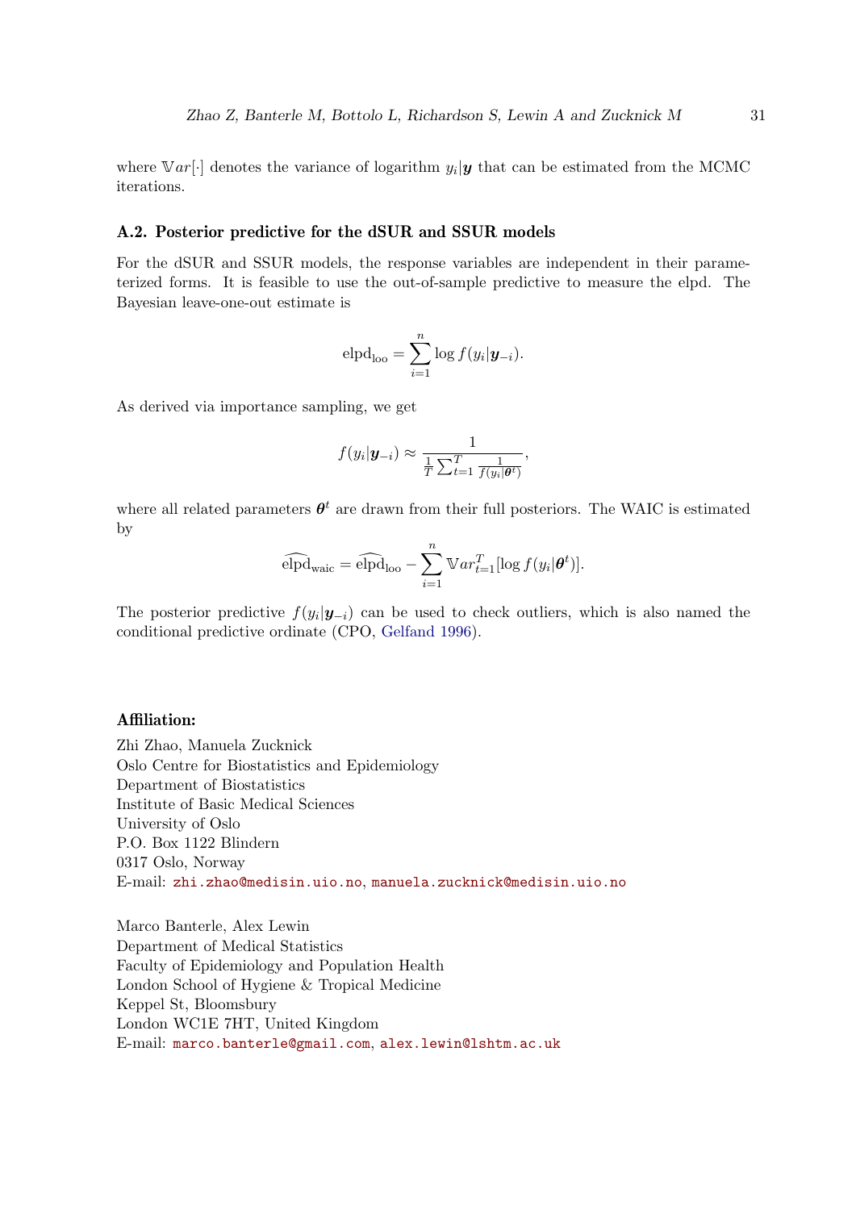where $\mathbb{V}ar[\cdot]$ denotes the variance of logarithm $y_i|\boldsymbol{y}$ that can be estimated from the MCMC iterations.

### A.2. Posterior predictive for the dSUR and SSUR models

For the dSUR and SSUR models, the response variables are independent in their parameterized forms. It is feasible to use the out-of-sample predictive to measure the elpd. The Bayesian leave-one-out estimate is

$$\text{elpd}_{\text{loo}} = \sum_{i=1}^{n} \log f(y_i|\boldsymbol{y}_{-i}).$$

As derived via importance sampling, we get

$$f(y_i|\boldsymbol{y}_{-i}) \approx \frac{1}{\frac{1}{T}\sum_{t=1}^{T}\frac{1}{f(y_i|\boldsymbol{\theta}^t)}},$$

where all related parameters $\boldsymbol{\theta}^t$ are drawn from their full posteriors. The WAIC is estimated by

$$\widehat{\text{elpd}}_{\text{waic}} = \widehat{\text{elpd}}_{\text{loo}} - \sum_{i=1}^{n} \mathbb{V}ar_{t=1}^{T}[\log f(y_i|\boldsymbol{\theta}^t)].$$

The posterior predictive $f(y_i|\boldsymbol{y}_{-i})$ can be used to check outliers, which is also named the conditional predictive ordinate (CPO, Gelfand 1996).

**Affiliation:**

Zhi Zhao, Manuela Zucknick
Oslo Centre for Biostatistics and Epidemiology
Department of Biostatistics
Institute of Basic Medical Sciences
University of Oslo
P.O. Box 1122 Blindern
0317 Oslo, Norway
E-mail: zhi.zhao@medisin.uio.no, manuela.zucknick@medisin.uio.no

Marco Banterle, Alex Lewin
Department of Medical Statistics
Faculty of Epidemiology and Population Health
London School of Hygiene & Tropical Medicine
Keppel St, Bloomsbury
London WC1E 7HT, United Kingdom
E-mail: marco.banterle@gmail.com, alex.lewin@lshtm.ac.uk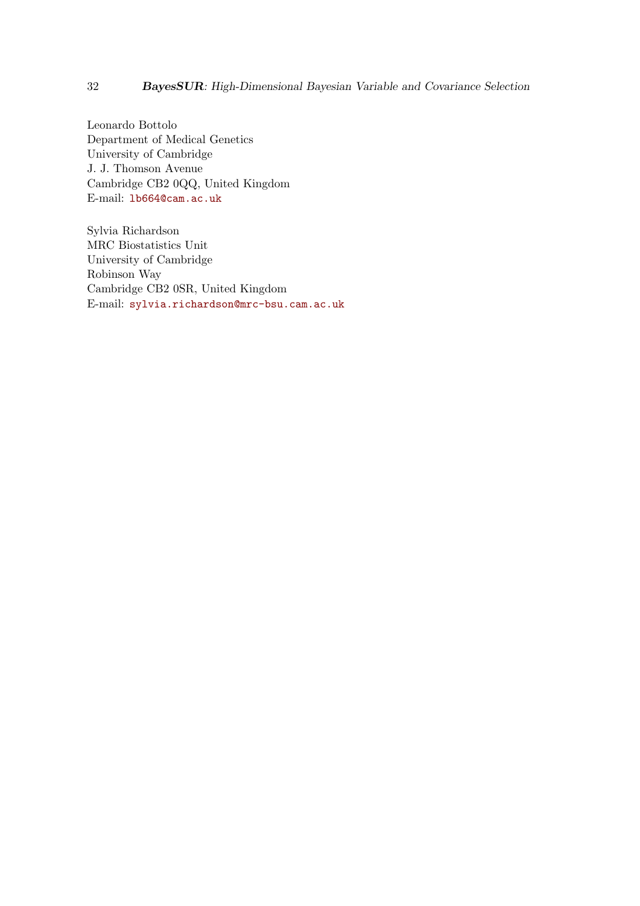Leonardo Bottolo
Department of Medical Genetics
University of Cambridge
J. J. Thomson Avenue
Cambridge CB2 0QQ, United Kingdom
E-mail: lb664@cam.ac.uk

Sylvia Richardson
MRC Biostatistics Unit
University of Cambridge
Robinson Way
Cambridge CB2 0SR, United Kingdom
E-mail: sylvia.richardson@mrc-bsu.cam.ac.uk